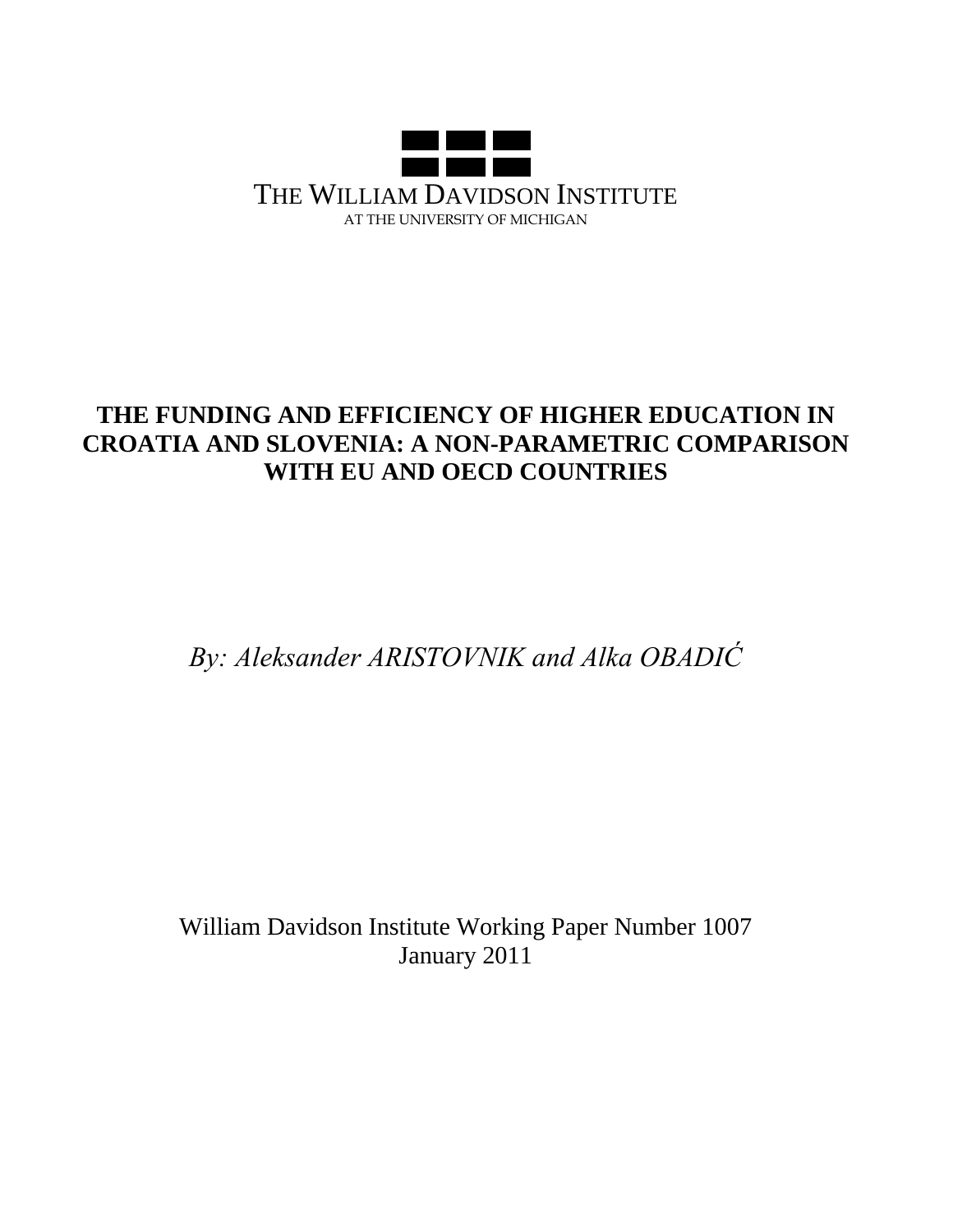THE WILLIAM DAVIDSON INSTITUTE
AT THE UNIVERSITY OF MICHIGAN

# THE FUNDING AND EFFICIENCY OF HIGHER EDUCATION IN CROATIA AND SLOVENIA: A NON-PARAMETRIC COMPARISON WITH EU AND OECD COUNTRIES

*By: Aleksander ARISTOVNIK and Alka OBADIĆ*

William Davidson Institute Working Paper Number 1007
January 2011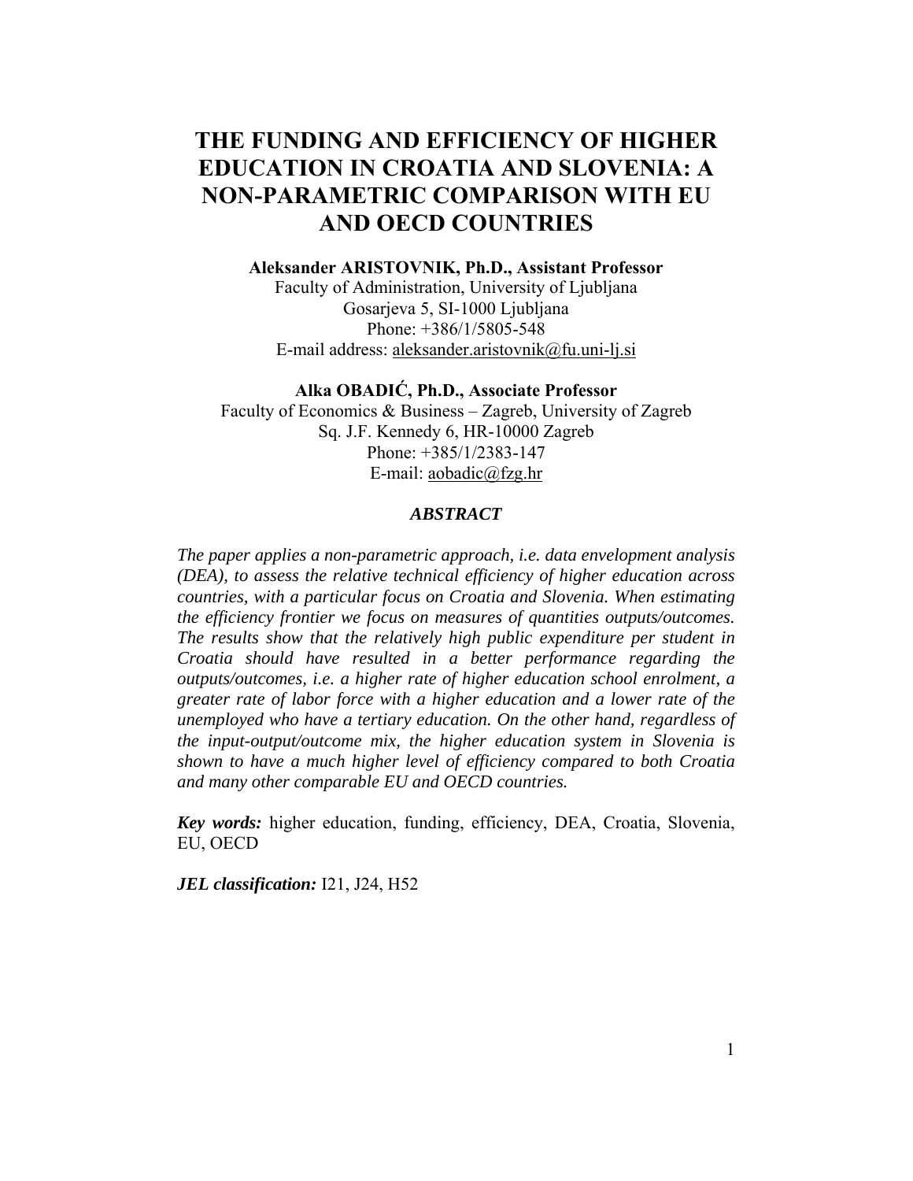# THE FUNDING AND EFFICIENCY OF HIGHER EDUCATION IN CROATIA AND SLOVENIA: A NON-PARAMETRIC COMPARISON WITH EU AND OECD COUNTRIES

**Aleksander ARISTOVNIK, Ph.D., Assistant Professor**
Faculty of Administration, University of Ljubljana
Gosarjeva 5, SI-1000 Ljubljana
Phone: +386/1/5805-548
E-mail address: aleksander.aristovnik@fu.uni-lj.si

**Alka OBADIĆ, Ph.D., Associate Professor**
Faculty of Economics & Business – Zagreb, University of Zagreb
Sq. J.F. Kennedy 6, HR-10000 Zagreb
Phone: +385/1/2383-147
E-mail: aobadic@fzg.hr

***ABSTRACT***

*The paper applies a non-parametric approach, i.e. data envelopment analysis (DEA), to assess the relative technical efficiency of higher education across countries, with a particular focus on Croatia and Slovenia. When estimating the efficiency frontier we focus on measures of quantities outputs/outcomes. The results show that the relatively high public expenditure per student in Croatia should have resulted in a better performance regarding the outputs/outcomes, i.e. a higher rate of higher education school enrolment, a greater rate of labor force with a higher education and a lower rate of the unemployed who have a tertiary education. On the other hand, regardless of the input-output/outcome mix, the higher education system in Slovenia is shown to have a much higher level of efficiency compared to both Croatia and many other comparable EU and OECD countries.*

***Key words:*** higher education, funding, efficiency, DEA, Croatia, Slovenia, EU, OECD

***JEL classification:*** I21, J24, H52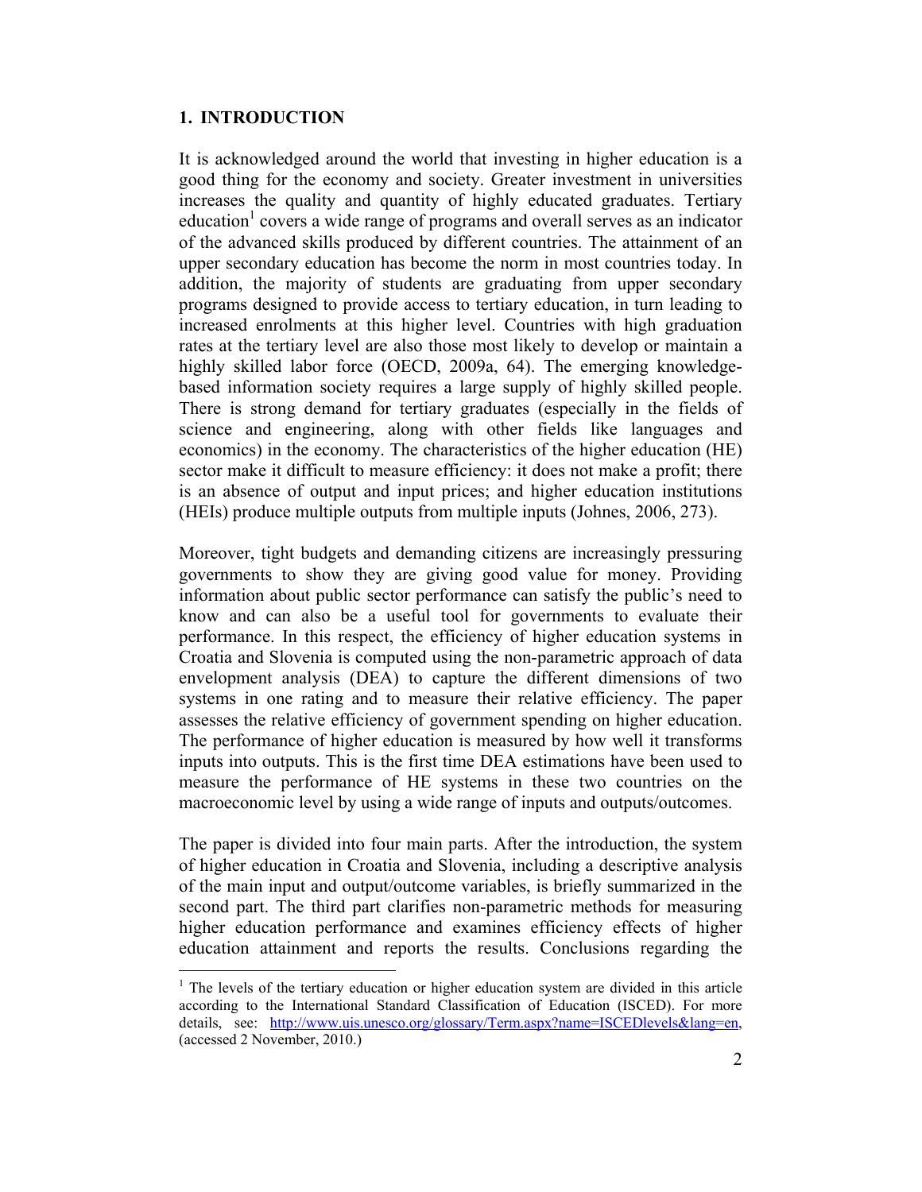## 1. INTRODUCTION

It is acknowledged around the world that investing in higher education is a good thing for the economy and society. Greater investment in universities increases the quality and quantity of highly educated graduates. Tertiary education[1] covers a wide range of programs and overall serves as an indicator of the advanced skills produced by different countries. The attainment of an upper secondary education has become the norm in most countries today. In addition, the majority of students are graduating from upper secondary programs designed to provide access to tertiary education, in turn leading to increased enrolments at this higher level. Countries with high graduation rates at the tertiary level are also those most likely to develop or maintain a highly skilled labor force (OECD, 2009a, 64). The emerging knowledge-based information society requires a large supply of highly skilled people. There is strong demand for tertiary graduates (especially in the fields of science and engineering, along with other fields like languages and economics) in the economy. The characteristics of the higher education (HE) sector make it difficult to measure efficiency: it does not make a profit; there is an absence of output and input prices; and higher education institutions (HEIs) produce multiple outputs from multiple inputs (Johnes, 2006, 273).

Moreover, tight budgets and demanding citizens are increasingly pressuring governments to show they are giving good value for money. Providing information about public sector performance can satisfy the public's need to know and can also be a useful tool for governments to evaluate their performance. In this respect, the efficiency of higher education systems in Croatia and Slovenia is computed using the non-parametric approach of data envelopment analysis (DEA) to capture the different dimensions of two systems in one rating and to measure their relative efficiency. The paper assesses the relative efficiency of government spending on higher education. The performance of higher education is measured by how well it transforms inputs into outputs. This is the first time DEA estimations have been used to measure the performance of HE systems in these two countries on the macroeconomic level by using a wide range of inputs and outputs/outcomes.

The paper is divided into four main parts. After the introduction, the system of higher education in Croatia and Slovenia, including a descriptive analysis of the main input and output/outcome variables, is briefly summarized in the second part. The third part clarifies non-parametric methods for measuring higher education performance and examines efficiency effects of higher education attainment and reports the results. Conclusions regarding the

[1] The levels of the tertiary education or higher education system are divided in this article according to the International Standard Classification of Education (ISCED). For more details, see: http://www.uis.unesco.org/glossary/Term.aspx?name=ISCEDlevels&lang=en, (accessed 2 November, 2010.)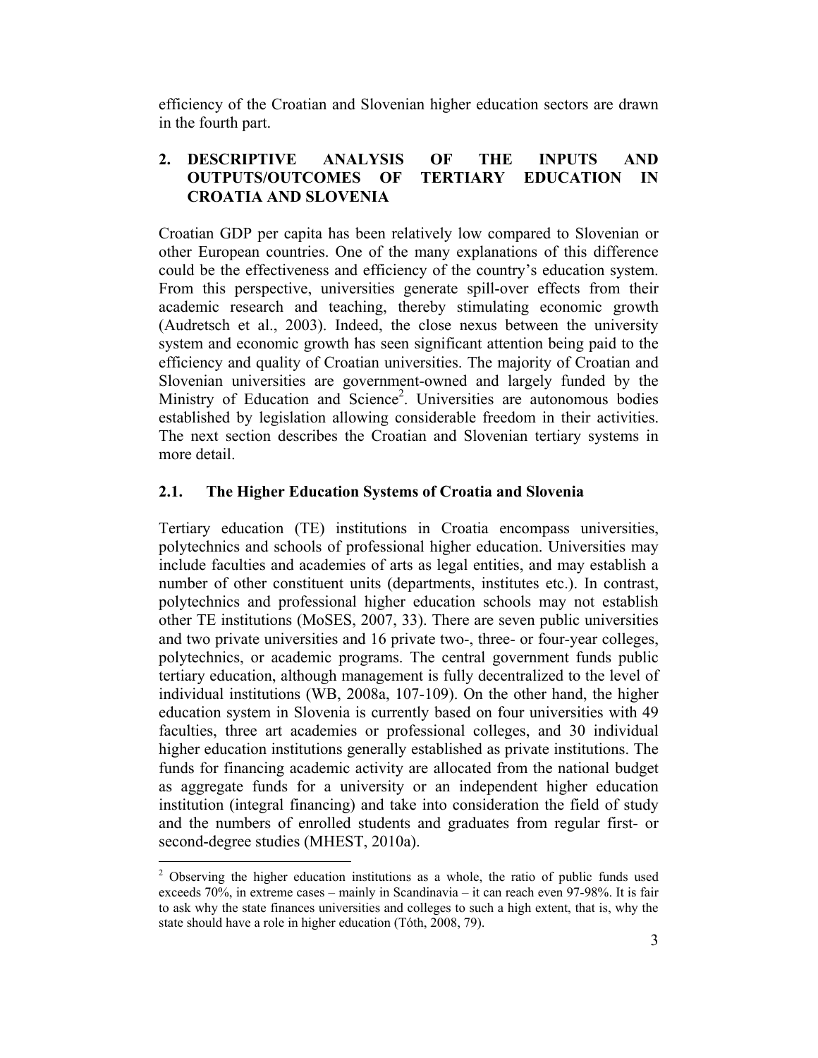efficiency of the Croatian and Slovenian higher education sectors are drawn in the fourth part.

## 2. DESCRIPTIVE ANALYSIS OF THE INPUTS AND OUTPUTS/OUTCOMES OF TERTIARY EDUCATION IN CROATIA AND SLOVENIA

Croatian GDP per capita has been relatively low compared to Slovenian or other European countries. One of the many explanations of this difference could be the effectiveness and efficiency of the country's education system. From this perspective, universities generate spill-over effects from their academic research and teaching, thereby stimulating economic growth (Audretsch et al., 2003). Indeed, the close nexus between the university system and economic growth has seen significant attention being paid to the efficiency and quality of Croatian universities. The majority of Croatian and Slovenian universities are government-owned and largely funded by the Ministry of Education and Science[2]. Universities are autonomous bodies established by legislation allowing considerable freedom in their activities. The next section describes the Croatian and Slovenian tertiary systems in more detail.

### 2.1. The Higher Education Systems of Croatia and Slovenia

Tertiary education (TE) institutions in Croatia encompass universities, polytechnics and schools of professional higher education. Universities may include faculties and academies of arts as legal entities, and may establish a number of other constituent units (departments, institutes etc.). In contrast, polytechnics and professional higher education schools may not establish other TE institutions (MoSES, 2007, 33). There are seven public universities and two private universities and 16 private two-, three- or four-year colleges, polytechnics, or academic programs. The central government funds public tertiary education, although management is fully decentralized to the level of individual institutions (WB, 2008a, 107-109). On the other hand, the higher education system in Slovenia is currently based on four universities with 49 faculties, three art academies or professional colleges, and 30 individual higher education institutions generally established as private institutions. The funds for financing academic activity are allocated from the national budget as aggregate funds for a university or an independent higher education institution (integral financing) and take into consideration the field of study and the numbers of enrolled students and graduates from regular first- or second-degree studies (MHEST, 2010a).

[2] Observing the higher education institutions as a whole, the ratio of public funds used exceeds 70%, in extreme cases – mainly in Scandinavia – it can reach even 97-98%. It is fair to ask why the state finances universities and colleges to such a high extent, that is, why the state should have a role in higher education (Tóth, 2008, 79).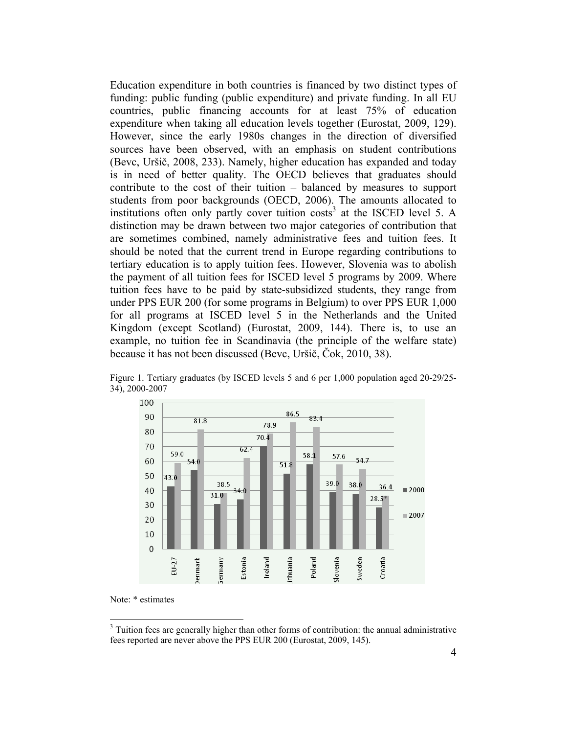Education expenditure in both countries is financed by two distinct types of funding: public funding (public expenditure) and private funding. In all EU countries, public financing accounts for at least 75% of education expenditure when taking all education levels together (Eurostat, 2009, 129). However, since the early 1980s changes in the direction of diversified sources have been observed, with an emphasis on student contributions (Bevc, Uršič, 2008, 233). Namely, higher education has expanded and today is in need of better quality. The OECD believes that graduates should contribute to the cost of their tuition – balanced by measures to support students from poor backgrounds (OECD, 2006). The amounts allocated to institutions often only partly cover tuition costs[3] at the ISCED level 5. A distinction may be drawn between two major categories of contribution that are sometimes combined, namely administrative fees and tuition fees. It should be noted that the current trend in Europe regarding contributions to tertiary education is to apply tuition fees. However, Slovenia was to abolish the payment of all tuition fees for ISCED level 5 programs by 2009. Where tuition fees have to be paid by state-subsidized students, they range from under PPS EUR 200 (for some programs in Belgium) to over PPS EUR 1,000 for all programs at ISCED level 5 in the Netherlands and the United Kingdom (except Scotland) (Eurostat, 2009, 144). There is, to use an example, no tuition fee in Scandinavia (the principle of the welfare state) because it has not been discussed (Bevc, Uršič, Čok, 2010, 38).

Figure 1. Tertiary graduates (by ISCED levels 5 and 6 per 1,000 population aged 20-29/25-34), 2000-2007

| | 2000 | 2007 |
|---|---|---|
| EU-27 | 43.0 | 59.0 |
| Denmark | 54.0 | 81.8 |
| Germany | 31.0 | 38.5 |
| Estonia | 34.0 | 62.4 |
| Ireland | 70.4 | 78.9 |
| Lithuania | 51.8 | 86.5 |
| Poland | 58.1 | 83.4 |
| Slovenia | 39.0 | 57.6 |
| Sweden | 38.0 | 54.7 |
| Croatia | 28.5* | 36.4 |

Note: * estimates

[3] Tuition fees are generally higher than other forms of contribution: the annual administrative fees reported are never above the PPS EUR 200 (Eurostat, 2009, 145).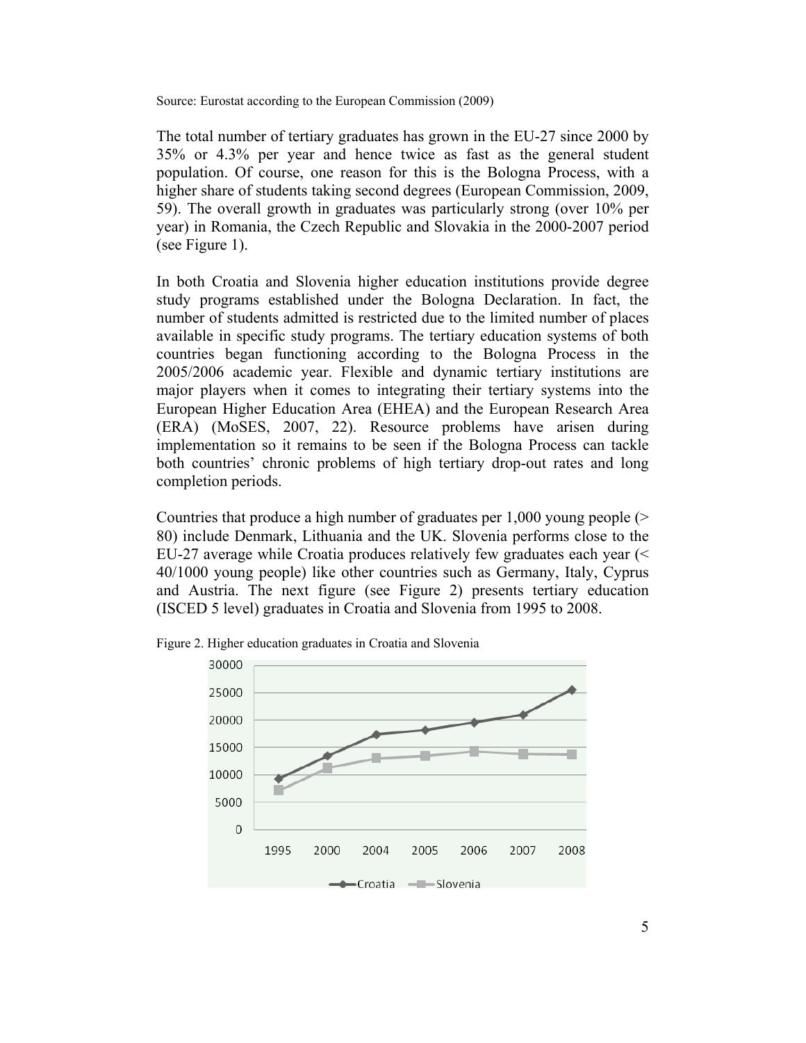Source: Eurostat according to the European Commission (2009)

The total number of tertiary graduates has grown in the EU-27 since 2000 by 35% or 4.3% per year and hence twice as fast as the general student population. Of course, one reason for this is the Bologna Process, with a higher share of students taking second degrees (European Commission, 2009, 59). The overall growth in graduates was particularly strong (over 10% per year) in Romania, the Czech Republic and Slovakia in the 2000-2007 period (see Figure 1).

In both Croatia and Slovenia higher education institutions provide degree study programs established under the Bologna Declaration. In fact, the number of students admitted is restricted due to the limited number of places available in specific study programs. The tertiary education systems of both countries began functioning according to the Bologna Process in the 2005/2006 academic year. Flexible and dynamic tertiary institutions are major players when it comes to integrating their tertiary systems into the European Higher Education Area (EHEA) and the European Research Area (ERA) (MoSES, 2007, 22). Resource problems have arisen during implementation so it remains to be seen if the Bologna Process can tackle both countries' chronic problems of high tertiary drop-out rates and long completion periods.

Countries that produce a high number of graduates per 1,000 young people (> 80) include Denmark, Lithuania and the UK. Slovenia performs close to the EU-27 average while Croatia produces relatively few graduates each year (< 40/1000 young people) like other countries such as Germany, Italy, Cyprus and Austria. The next figure (see Figure 2) presents tertiary education (ISCED 5 level) graduates in Croatia and Slovenia from 1995 to 2008.

Figure 2. Higher education graduates in Croatia and Slovenia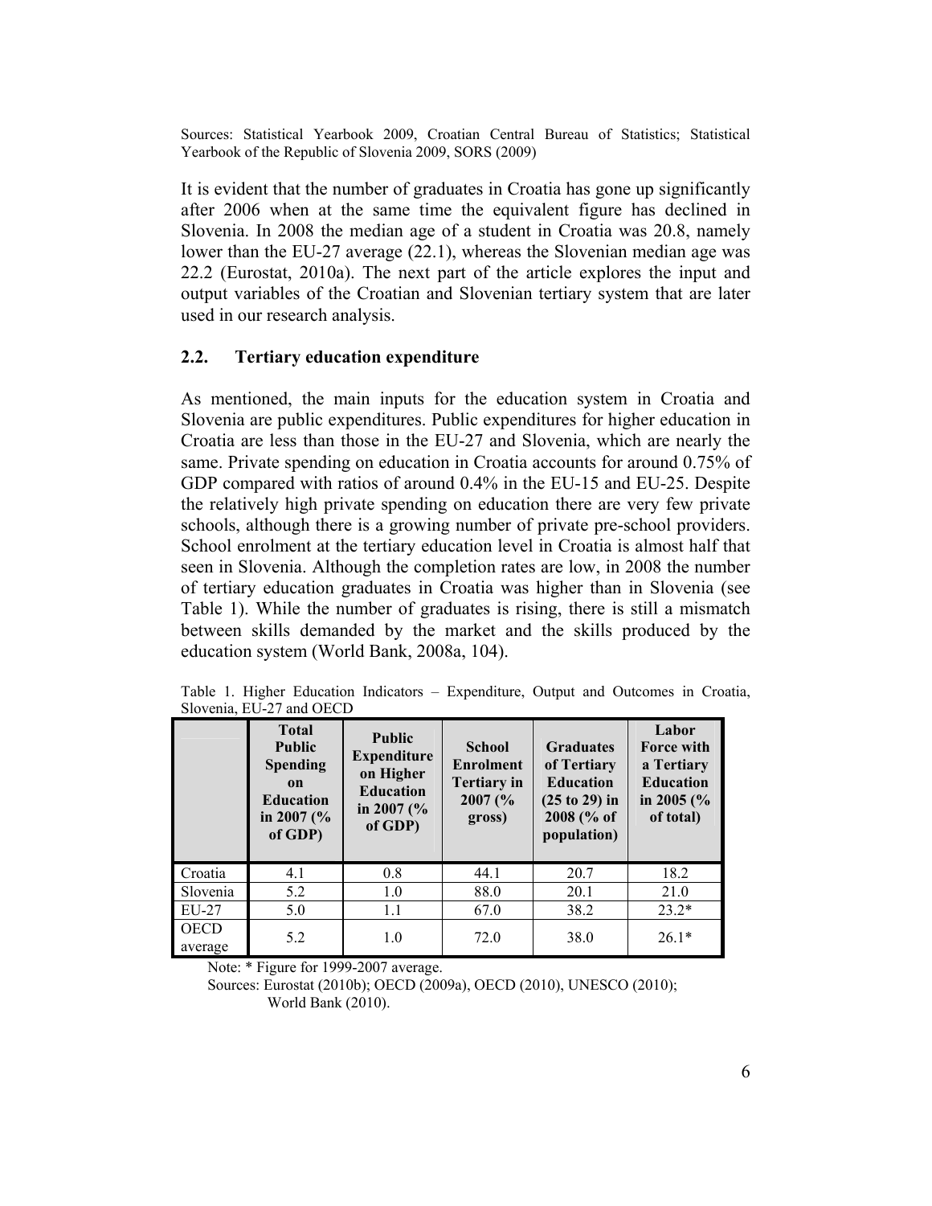Sources: Statistical Yearbook 2009, Croatian Central Bureau of Statistics; Statistical Yearbook of the Republic of Slovenia 2009, SORS (2009)

It is evident that the number of graduates in Croatia has gone up significantly after 2006 when at the same time the equivalent figure has declined in Slovenia. In 2008 the median age of a student in Croatia was 20.8, namely lower than the EU-27 average (22.1), whereas the Slovenian median age was 22.2 (Eurostat, 2010a). The next part of the article explores the input and output variables of the Croatian and Slovenian tertiary system that are later used in our research analysis.

## 2.2. Tertiary education expenditure

As mentioned, the main inputs for the education system in Croatia and Slovenia are public expenditures. Public expenditures for higher education in Croatia are less than those in the EU-27 and Slovenia, which are nearly the same. Private spending on education in Croatia accounts for around 0.75% of GDP compared with ratios of around 0.4% in the EU-15 and EU-25. Despite the relatively high private spending on education there are very few private schools, although there is a growing number of private pre-school providers. School enrolment at the tertiary education level in Croatia is almost half that seen in Slovenia. Although the completion rates are low, in 2008 the number of tertiary education graduates in Croatia was higher than in Slovenia (see Table 1). While the number of graduates is rising, there is still a mismatch between skills demanded by the market and the skills produced by the education system (World Bank, 2008a, 104).

Table 1. Higher Education Indicators – Expenditure, Output and Outcomes in Croatia, Slovenia, EU-27 and OECD

| | **Total Public Spending on Education in 2007 (% of GDP)** | **Public Expenditure on Higher Education in 2007 (% of GDP)** | **School Enrolment Tertiary in 2007 (% gross)** | **Graduates of Tertiary Education (25 to 29) in 2008 (% of population)** | **Labor Force with a Tertiary Education in 2005 (% of total)** |
|---|---|---|---|---|---|
| Croatia | 4.1 | 0.8 | 44.1 | 20.7 | 18.2 |
| Slovenia | 5.2 | 1.0 | 88.0 | 20.1 | 21.0 |
| EU-27 | 5.0 | 1.1 | 67.0 | 38.2 | 23.2* |
| OECD average | 5.2 | 1.0 | 72.0 | 38.0 | 26.1* |

Note: * Figure for 1999-2007 average.

Sources: Eurostat (2010b); OECD (2009a), OECD (2010), UNESCO (2010); World Bank (2010).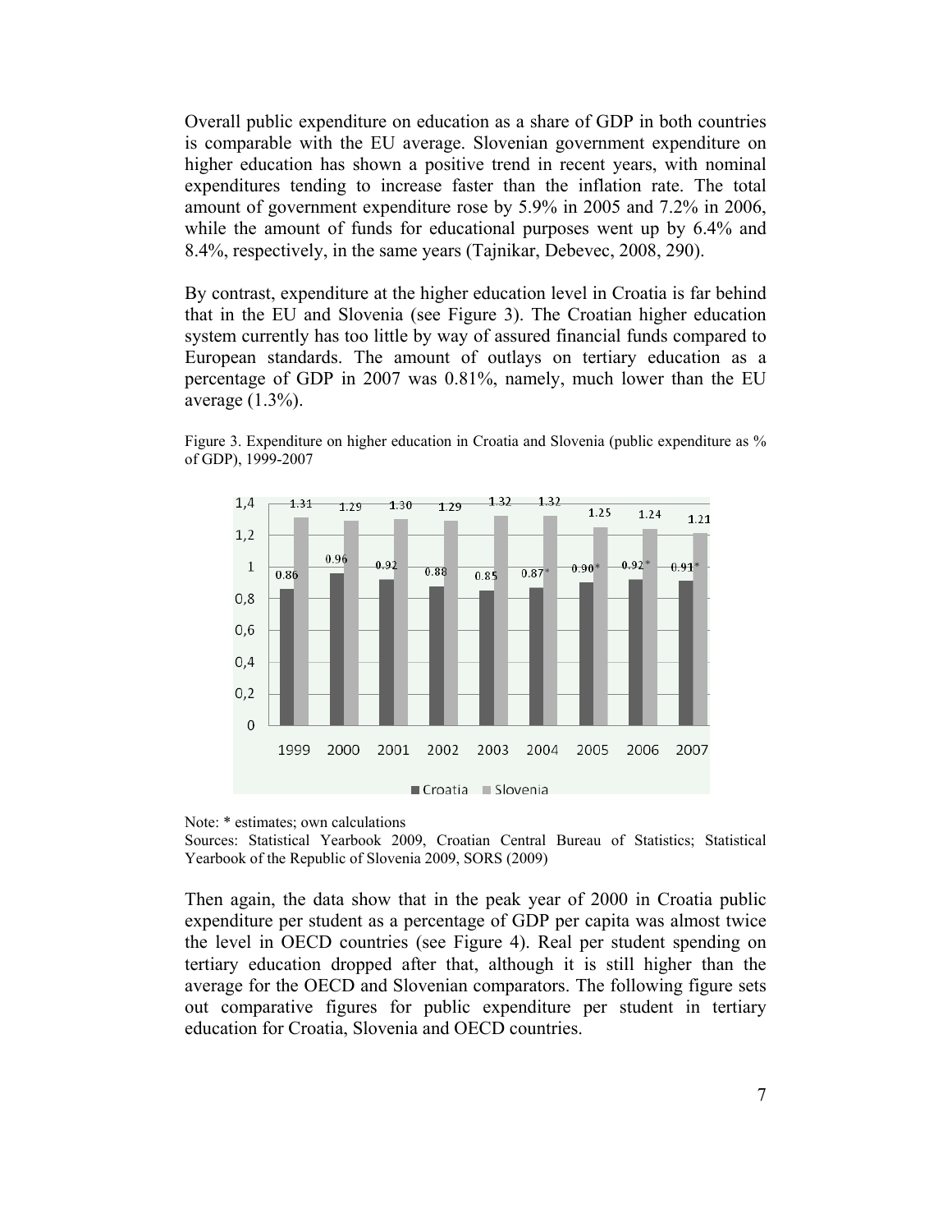Overall public expenditure on education as a share of GDP in both countries is comparable with the EU average. Slovenian government expenditure on higher education has shown a positive trend in recent years, with nominal expenditures tending to increase faster than the inflation rate. The total amount of government expenditure rose by 5.9% in 2005 and 7.2% in 2006, while the amount of funds for educational purposes went up by 6.4% and 8.4%, respectively, in the same years (Tajnikar, Debevec, 2008, 290).

By contrast, expenditure at the higher education level in Croatia is far behind that in the EU and Slovenia (see Figure 3). The Croatian higher education system currently has too little by way of assured financial funds compared to European standards. The amount of outlays on tertiary education as a percentage of GDP in 2007 was 0.81%, namely, much lower than the EU average (1.3%).

Figure 3. Expenditure on higher education in Croatia and Slovenia (public expenditure as % of GDP), 1999-2007

| | 1999 | 2000 | 2001 | 2002 | 2003 | 2004 | 2005 | 2006 | 2007 |
|---|---|---|---|---|---|---|---|---|---|
| Croatia | 0.86 | 0.96 | 0.92 | 0.88 | 0.85 | 0.87* | 0.90* | 0.92* | 0.91* |
| Slovenia | 1.31 | 1.29 | 1.30 | 1.29 | 1.32 | 1.32 | 1.25 | 1.24 | 1.21 |

Note: * estimates; own calculations

Sources: Statistical Yearbook 2009, Croatian Central Bureau of Statistics; Statistical Yearbook of the Republic of Slovenia 2009, SORS (2009)

Then again, the data show that in the peak year of 2000 in Croatia public expenditure per student as a percentage of GDP per capita was almost twice the level in OECD countries (see Figure 4). Real per student spending on tertiary education dropped after that, although it is still higher than the average for the OECD and Slovenian comparators. The following figure sets out comparative figures for public expenditure per student in tertiary education for Croatia, Slovenia and OECD countries.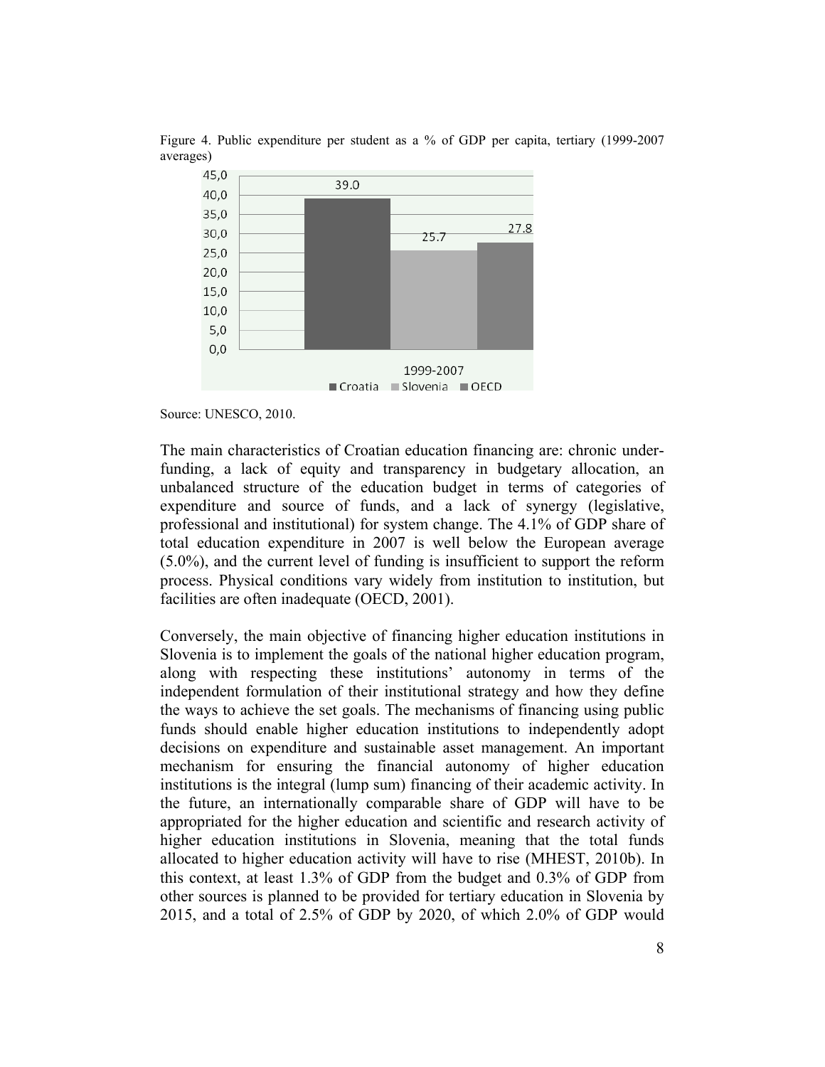Figure 4. Public expenditure per student as a % of GDP per capita, tertiary (1999-2007 averages)

| | Croatia | Slovenia | OECD |
|---|---|---|---|
| 1999-2007 | 39.0 | 25.7 | 27.8 |

Source: UNESCO, 2010.

The main characteristics of Croatian education financing are: chronic under-funding, a lack of equity and transparency in budgetary allocation, an unbalanced structure of the education budget in terms of categories of expenditure and source of funds, and a lack of synergy (legislative, professional and institutional) for system change. The 4.1% of GDP share of total education expenditure in 2007 is well below the European average (5.0%), and the current level of funding is insufficient to support the reform process. Physical conditions vary widely from institution to institution, but facilities are often inadequate (OECD, 2001).

Conversely, the main objective of financing higher education institutions in Slovenia is to implement the goals of the national higher education program, along with respecting these institutions' autonomy in terms of the independent formulation of their institutional strategy and how they define the ways to achieve the set goals. The mechanisms of financing using public funds should enable higher education institutions to independently adopt decisions on expenditure and sustainable asset management. An important mechanism for ensuring the financial autonomy of higher education institutions is the integral (lump sum) financing of their academic activity. In the future, an internationally comparable share of GDP will have to be appropriated for the higher education and scientific and research activity of higher education institutions in Slovenia, meaning that the total funds allocated to higher education activity will have to rise (MHEST, 2010b). In this context, at least 1.3% of GDP from the budget and 0.3% of GDP from other sources is planned to be provided for tertiary education in Slovenia by 2015, and a total of 2.5% of GDP by 2020, of which 2.0% of GDP would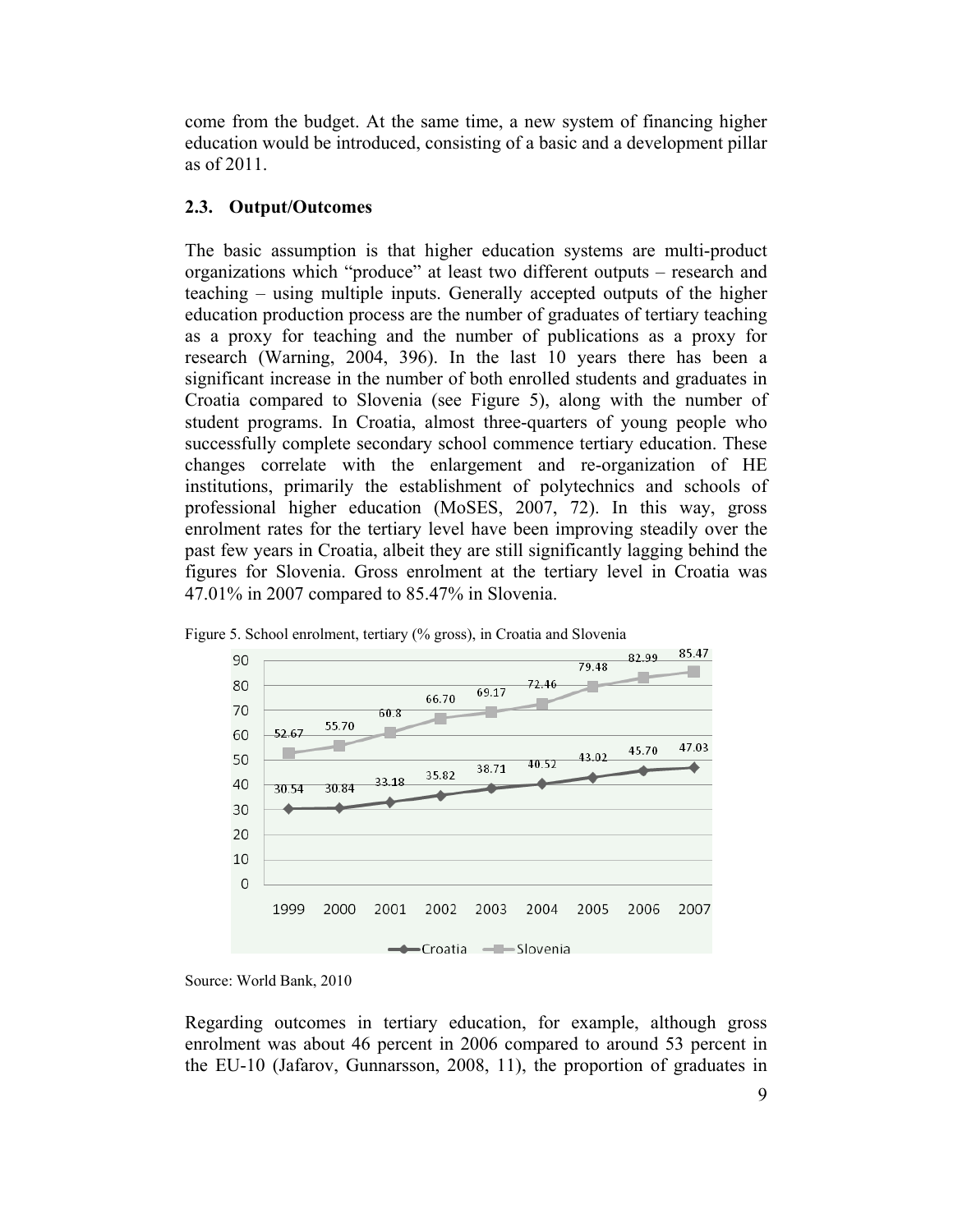come from the budget. At the same time, a new system of financing higher education would be introduced, consisting of a basic and a development pillar as of 2011.

### 2.3. Output/Outcomes

The basic assumption is that higher education systems are multi-product organizations which "produce" at least two different outputs – research and teaching – using multiple inputs. Generally accepted outputs of the higher education production process are the number of graduates of tertiary teaching as a proxy for teaching and the number of publications as a proxy for research (Warning, 2004, 396). In the last 10 years there has been a significant increase in the number of both enrolled students and graduates in Croatia compared to Slovenia (see Figure 5), along with the number of student programs. In Croatia, almost three-quarters of young people who successfully complete secondary school commence tertiary education. These changes correlate with the enlargement and re-organization of HE institutions, primarily the establishment of polytechnics and schools of professional higher education (MoSES, 2007, 72). In this way, gross enrolment rates for the tertiary level have been improving steadily over the past few years in Croatia, albeit they are still significantly lagging behind the figures for Slovenia. Gross enrolment at the tertiary level in Croatia was 47.01% in 2007 compared to 85.47% in Slovenia.

Figure 5. School enrolment, tertiary (% gross), in Croatia and Slovenia

| | 1999 | 2000 | 2001 | 2002 | 2003 | 2004 | 2005 | 2006 | 2007 |
|---|---|---|---|---|---|---|---|---|---|
| Croatia | 30.54 | 30.84 | 33.18 | 35.82 | 38.71 | 40.52 | 43.02 | 45.70 | 47.03 |
| Slovenia | 52.67 | 55.70 | 60.8 | 66.70 | 69.17 | 72.46 | 79.48 | 82.99 | 85.47 |

Source: World Bank, 2010

Regarding outcomes in tertiary education, for example, although gross enrolment was about 46 percent in 2006 compared to around 53 percent in the EU-10 (Jafarov, Gunnarsson, 2008, 11), the proportion of graduates in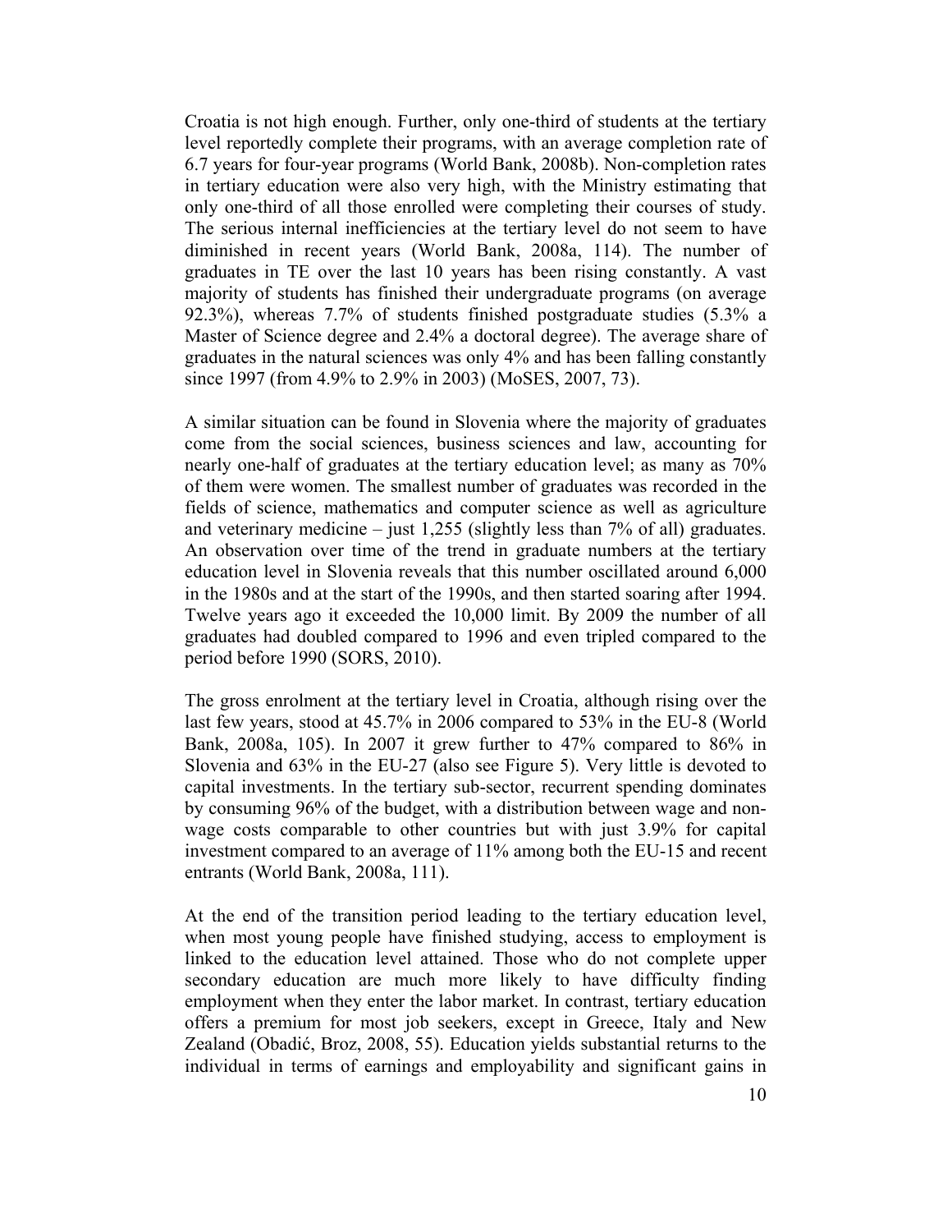Croatia is not high enough. Further, only one-third of students at the tertiary level reportedly complete their programs, with an average completion rate of 6.7 years for four-year programs (World Bank, 2008b). Non-completion rates in tertiary education were also very high, with the Ministry estimating that only one-third of all those enrolled were completing their courses of study. The serious internal inefficiencies at the tertiary level do not seem to have diminished in recent years (World Bank, 2008a, 114). The number of graduates in TE over the last 10 years has been rising constantly. A vast majority of students has finished their undergraduate programs (on average 92.3%), whereas 7.7% of students finished postgraduate studies (5.3% a Master of Science degree and 2.4% a doctoral degree). The average share of graduates in the natural sciences was only 4% and has been falling constantly since 1997 (from 4.9% to 2.9% in 2003) (MoSES, 2007, 73).

A similar situation can be found in Slovenia where the majority of graduates come from the social sciences, business sciences and law, accounting for nearly one-half of graduates at the tertiary education level; as many as 70% of them were women. The smallest number of graduates was recorded in the fields of science, mathematics and computer science as well as agriculture and veterinary medicine – just 1,255 (slightly less than 7% of all) graduates. An observation over time of the trend in graduate numbers at the tertiary education level in Slovenia reveals that this number oscillated around 6,000 in the 1980s and at the start of the 1990s, and then started soaring after 1994. Twelve years ago it exceeded the 10,000 limit. By 2009 the number of all graduates had doubled compared to 1996 and even tripled compared to the period before 1990 (SORS, 2010).

The gross enrolment at the tertiary level in Croatia, although rising over the last few years, stood at 45.7% in 2006 compared to 53% in the EU-8 (World Bank, 2008a, 105). In 2007 it grew further to 47% compared to 86% in Slovenia and 63% in the EU-27 (also see Figure 5). Very little is devoted to capital investments. In the tertiary sub-sector, recurrent spending dominates by consuming 96% of the budget, with a distribution between wage and non-wage costs comparable to other countries but with just 3.9% for capital investment compared to an average of 11% among both the EU-15 and recent entrants (World Bank, 2008a, 111).

At the end of the transition period leading to the tertiary education level, when most young people have finished studying, access to employment is linked to the education level attained. Those who do not complete upper secondary education are much more likely to have difficulty finding employment when they enter the labor market. In contrast, tertiary education offers a premium for most job seekers, except in Greece, Italy and New Zealand (Obadić, Broz, 2008, 55). Education yields substantial returns to the individual in terms of earnings and employability and significant gains in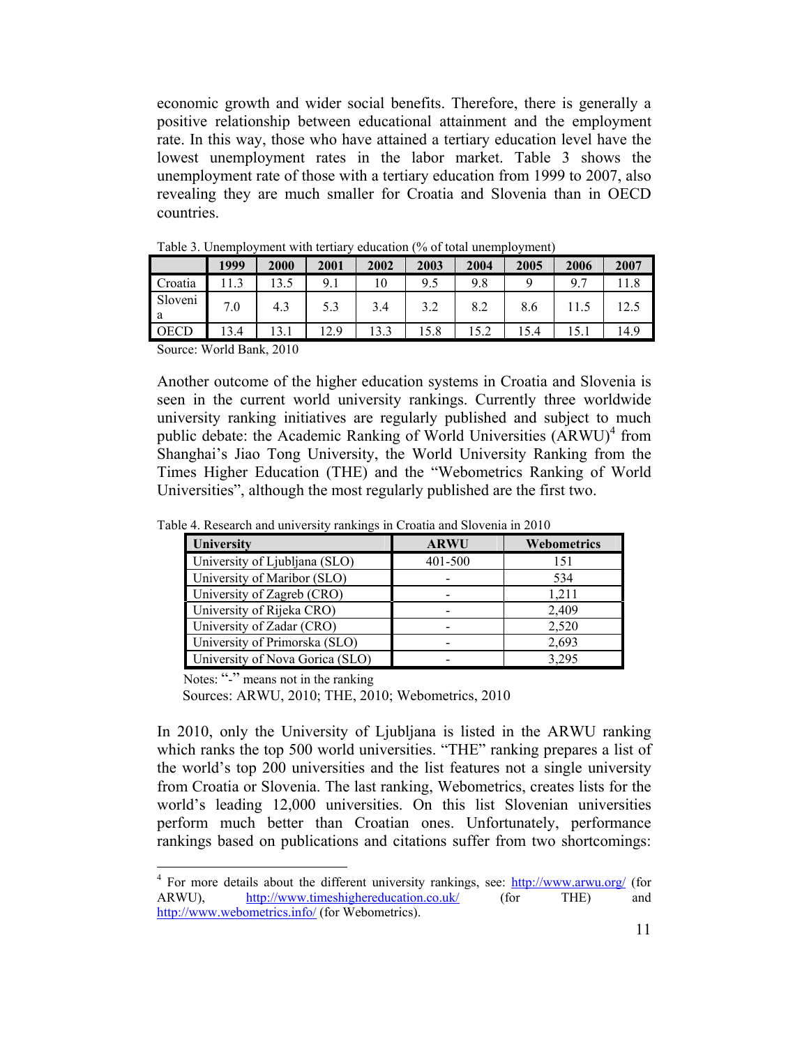economic growth and wider social benefits. Therefore, there is generally a positive relationship between educational attainment and the employment rate. In this way, those who have attained a tertiary education level have the lowest unemployment rates in the labor market. Table 3 shows the unemployment rate of those with a tertiary education from 1999 to 2007, also revealing they are much smaller for Croatia and Slovenia than in OECD countries.

Table 3. Unemployment with tertiary education (% of total unemployment)

| | 1999 | 2000 | 2001 | 2002 | 2003 | 2004 | 2005 | 2006 | 2007 |
|---|---|---|---|---|---|---|---|---|---|
| Croatia | 11.3 | 13.5 | 9.1 | 10 | 9.5 | 9.8 | 9 | 9.7 | 11.8 |
| Slovenia | 7.0 | 4.3 | 5.3 | 3.4 | 3.2 | 8.2 | 8.6 | 11.5 | 12.5 |
| OECD | 13.4 | 13.1 | 12.9 | 13.3 | 15.8 | 15.2 | 15.4 | 15.1 | 14.9 |

Source: World Bank, 2010

Another outcome of the higher education systems in Croatia and Slovenia is seen in the current world university rankings. Currently three worldwide university ranking initiatives are regularly published and subject to much public debate: the Academic Ranking of World Universities (ARWU)[4] from Shanghai's Jiao Tong University, the World University Ranking from the Times Higher Education (THE) and the "Webometrics Ranking of World Universities", although the most regularly published are the first two.

Table 4. Research and university rankings in Croatia and Slovenia in 2010

| University | ARWU | Webometrics |
|---|---|---|
| University of Ljubljana (SLO) | 401-500 | 151 |
| University of Maribor (SLO) | - | 534 |
| University of Zagreb (CRO) | - | 1,211 |
| University of Rijeka CRO) | - | 2,409 |
| University of Zadar (CRO) | - | 2,520 |
| University of Primorska (SLO) | - | 2,693 |
| University of Nova Gorica (SLO) | - | 3,295 |

Notes: "-" means not in the ranking

Sources: ARWU, 2010; THE, 2010; Webometrics, 2010

In 2010, only the University of Ljubljana is listed in the ARWU ranking which ranks the top 500 world universities. "THE" ranking prepares a list of the world's top 200 universities and the list features not a single university from Croatia or Slovenia. The last ranking, Webometrics, creates lists for the world's leading 12,000 universities. On this list Slovenian universities perform much better than Croatian ones. Unfortunately, performance rankings based on publications and citations suffer from two shortcomings:

[4] For more details about the different university rankings, see: http://www.arwu.org/ (for ARWU), http://www.timeshighereducation.co.uk/ (for THE) and http://www.webometrics.info/ (for Webometrics).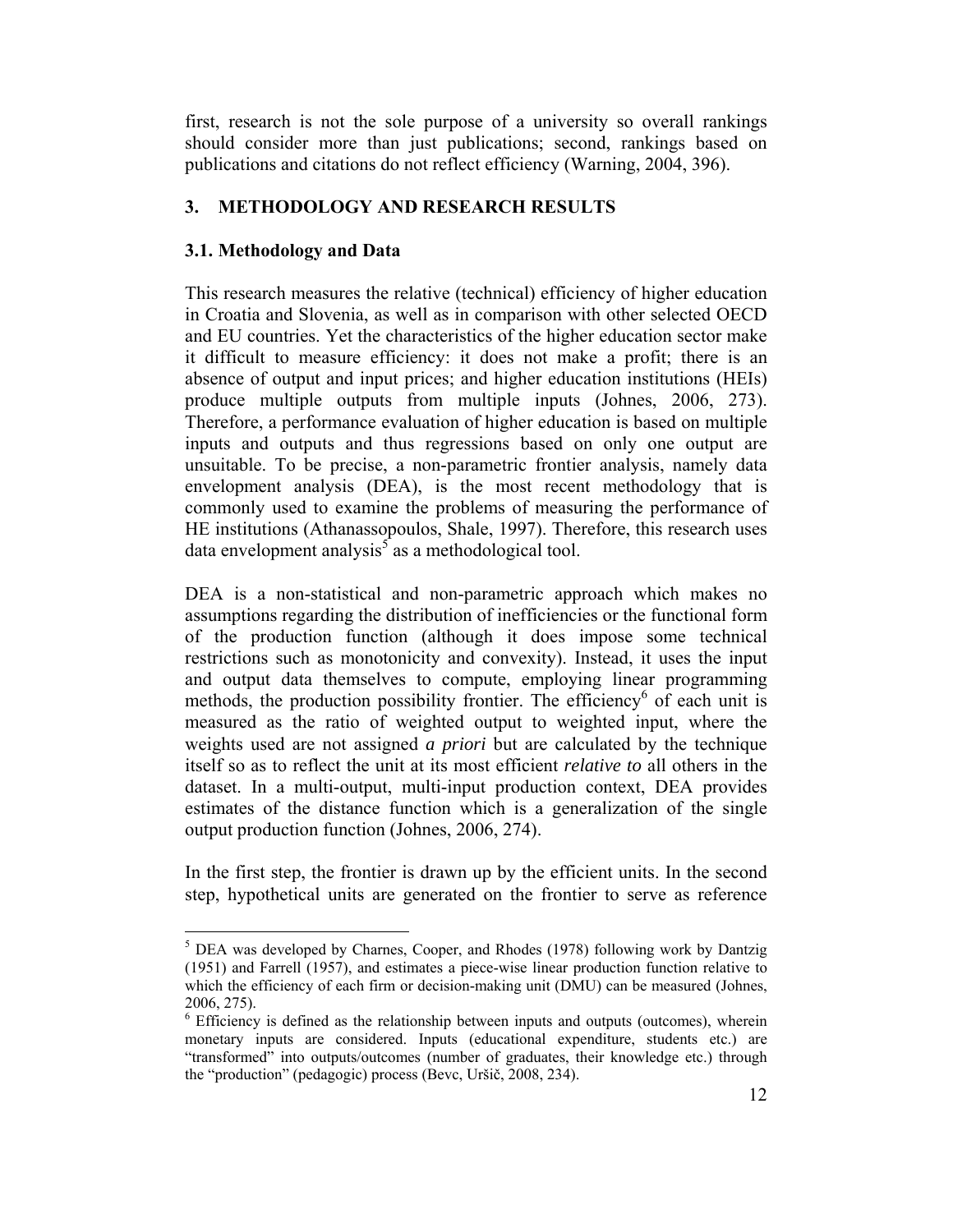first, research is not the sole purpose of a university so overall rankings should consider more than just publications; second, rankings based on publications and citations do not reflect efficiency (Warning, 2004, 396).

## 3. METHODOLOGY AND RESEARCH RESULTS

### 3.1. Methodology and Data

This research measures the relative (technical) efficiency of higher education in Croatia and Slovenia, as well as in comparison with other selected OECD and EU countries. Yet the characteristics of the higher education sector make it difficult to measure efficiency: it does not make a profit; there is an absence of output and input prices; and higher education institutions (HEIs) produce multiple outputs from multiple inputs (Johnes, 2006, 273). Therefore, a performance evaluation of higher education is based on multiple inputs and outputs and thus regressions based on only one output are unsuitable. To be precise, a non-parametric frontier analysis, namely data envelopment analysis (DEA), is the most recent methodology that is commonly used to examine the problems of measuring the performance of HE institutions (Athanassopoulos, Shale, 1997). Therefore, this research uses data envelopment analysis[5] as a methodological tool.

DEA is a non-statistical and non-parametric approach which makes no assumptions regarding the distribution of inefficiencies or the functional form of the production function (although it does impose some technical restrictions such as monotonicity and convexity). Instead, it uses the input and output data themselves to compute, employing linear programming methods, the production possibility frontier. The efficiency[6] of each unit is measured as the ratio of weighted output to weighted input, where the weights used are not assigned *a priori* but are calculated by the technique itself so as to reflect the unit at its most efficient *relative to* all others in the dataset. In a multi-output, multi-input production context, DEA provides estimates of the distance function which is a generalization of the single output production function (Johnes, 2006, 274).

In the first step, the frontier is drawn up by the efficient units. In the second step, hypothetical units are generated on the frontier to serve as reference

---

[5] DEA was developed by Charnes, Cooper, and Rhodes (1978) following work by Dantzig (1951) and Farrell (1957), and estimates a piece-wise linear production function relative to which the efficiency of each firm or decision-making unit (DMU) can be measured (Johnes, 2006, 275).

[6] Efficiency is defined as the relationship between inputs and outputs (outcomes), wherein monetary inputs are considered. Inputs (educational expenditure, students etc.) are "transformed" into outputs/outcomes (number of graduates, their knowledge etc.) through the "production" (pedagogic) process (Bevc, Uršič, 2008, 234).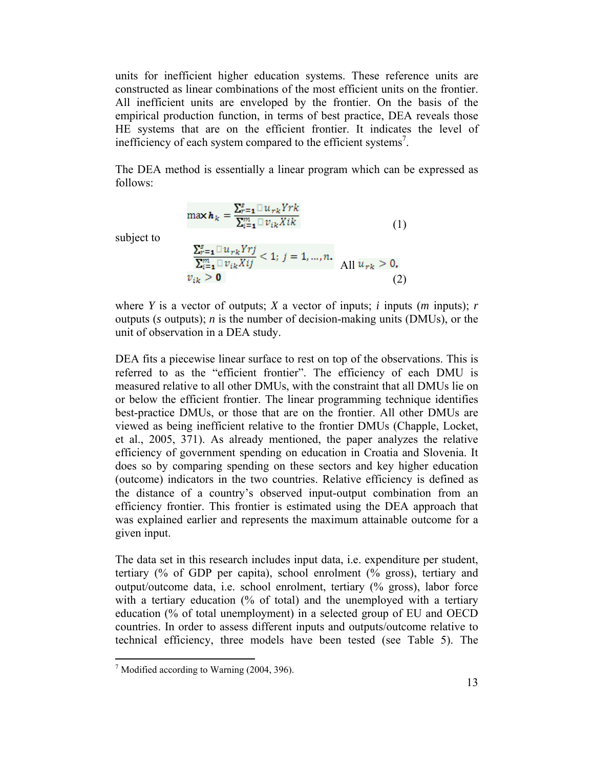units for inefficient higher education systems. These reference units are constructed as linear combinations of the most efficient units on the frontier. All inefficient units are enveloped by the frontier. On the basis of the empirical production function, in terms of best practice, DEA reveals those HE systems that are on the efficient frontier. It indicates the level of inefficiency of each system compared to the efficient systems[7].

The DEA method is essentially a linear program which can be expressed as follows:

$$\max h_k = \frac{\sum_{r=1}^{s} u_{rk} Yrk}{\sum_{i=1}^{m} v_{ik} Xik} \tag{1}$$

subject to

$$\frac{\sum_{r=1}^{s} u_{rk} Yrj}{\sum_{i=1}^{m} v_{ik} Xij} < 1;\ j = 1, \ldots, n. \quad \text{All } u_{rk} > 0, \quad v_{ik} > 0 \tag{2}$$

where *Y* is a vector of outputs; *X* a vector of inputs; *i* inputs (*m* inputs); *r* outputs (*s* outputs); *n* is the number of decision-making units (DMUs), or the unit of observation in a DEA study.

DEA fits a piecewise linear surface to rest on top of the observations. This is referred to as the "efficient frontier". The efficiency of each DMU is measured relative to all other DMUs, with the constraint that all DMUs lie on or below the efficient frontier. The linear programming technique identifies best-practice DMUs, or those that are on the frontier. All other DMUs are viewed as being inefficient relative to the frontier DMUs (Chapple, Locket, et al., 2005, 371). As already mentioned, the paper analyzes the relative efficiency of government spending on education in Croatia and Slovenia. It does so by comparing spending on these sectors and key higher education (outcome) indicators in the two countries. Relative efficiency is defined as the distance of a country's observed input-output combination from an efficiency frontier. This frontier is estimated using the DEA approach that was explained earlier and represents the maximum attainable outcome for a given input.

The data set in this research includes input data, i.e. expenditure per student, tertiary (% of GDP per capita), school enrolment (% gross), tertiary and output/outcome data, i.e. school enrolment, tertiary (% gross), labor force with a tertiary education (% of total) and the unemployed with a tertiary education (% of total unemployment) in a selected group of EU and OECD countries. In order to assess different inputs and outputs/outcome relative to technical efficiency, three models have been tested (see Table 5). The

---

[7] Modified according to Warning (2004, 396).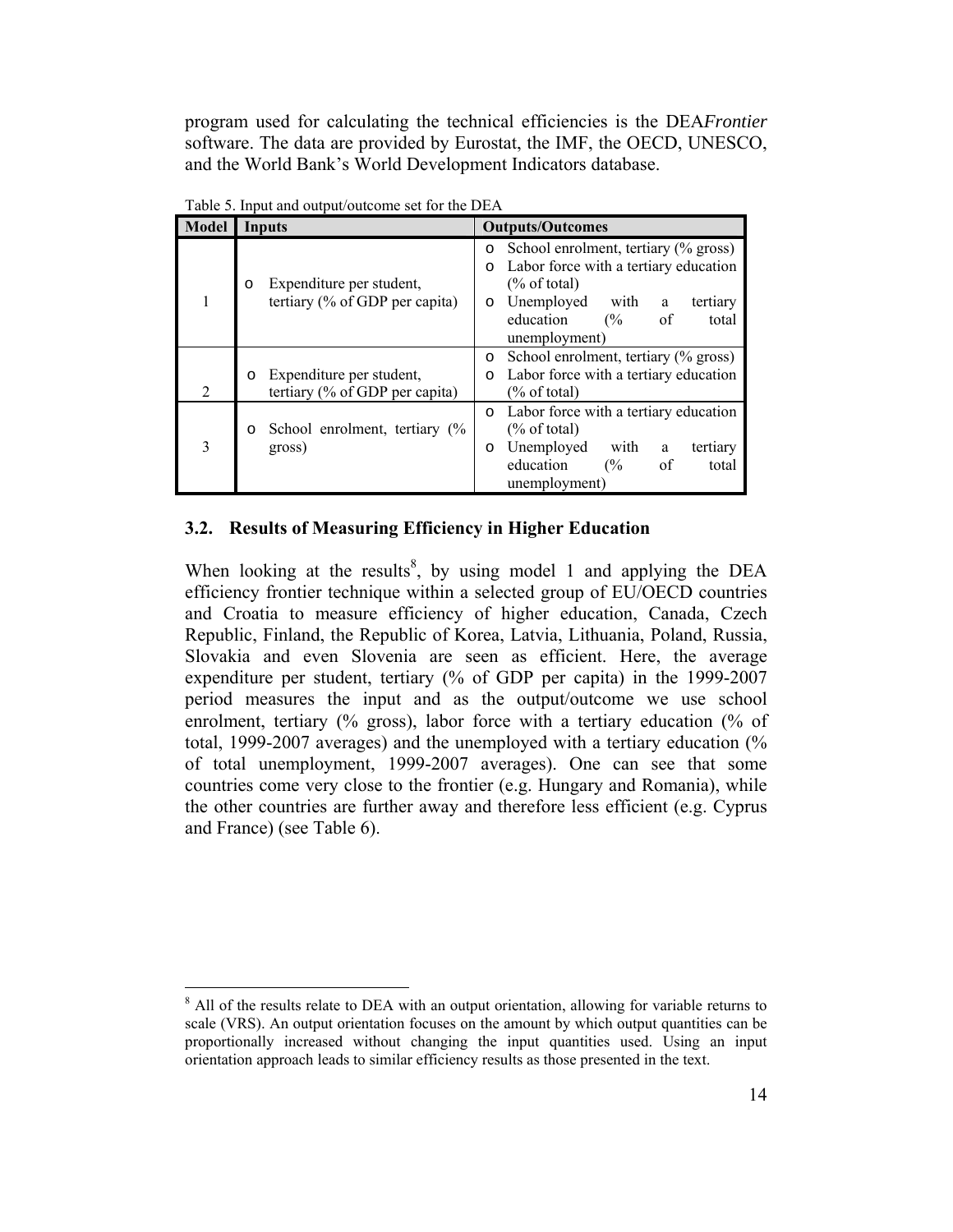program used for calculating the technical efficiencies is the DEA*Frontier* software. The data are provided by Eurostat, the IMF, the OECD, UNESCO, and the World Bank's World Development Indicators database.

Table 5. Input and output/outcome set for the DEA

| Model | Inputs | Outputs/Outcomes |
| --- | --- | --- |
| 1 | Expenditure per student, tertiary (% of GDP per capita) | School enrolment, tertiary (% gross); Labor force with a tertiary education (% of total); Unemployed with a tertiary education (% of total unemployment) |
| 2 | Expenditure per student, tertiary (% of GDP per capita) | School enrolment, tertiary (% gross); Labor force with a tertiary education (% of total) |
| 3 | School enrolment, tertiary (% gross) | Labor force with a tertiary education (% of total); Unemployed with a tertiary education (% of total unemployment) |

### 3.2. Results of Measuring Efficiency in Higher Education

When looking at the results[8], by using model 1 and applying the DEA efficiency frontier technique within a selected group of EU/OECD countries and Croatia to measure efficiency of higher education, Canada, Czech Republic, Finland, the Republic of Korea, Latvia, Lithuania, Poland, Russia, Slovakia and even Slovenia are seen as efficient. Here, the average expenditure per student, tertiary (% of GDP per capita) in the 1999-2007 period measures the input and as the output/outcome we use school enrolment, tertiary (% gross), labor force with a tertiary education (% of total, 1999-2007 averages) and the unemployed with a tertiary education (% of total unemployment, 1999-2007 averages). One can see that some countries come very close to the frontier (e.g. Hungary and Romania), while the other countries are further away and therefore less efficient (e.g. Cyprus and France) (see Table 6).

[8] All of the results relate to DEA with an output orientation, allowing for variable returns to scale (VRS). An output orientation focuses on the amount by which output quantities can be proportionally increased without changing the input quantities used. Using an input orientation approach leads to similar efficiency results as those presented in the text.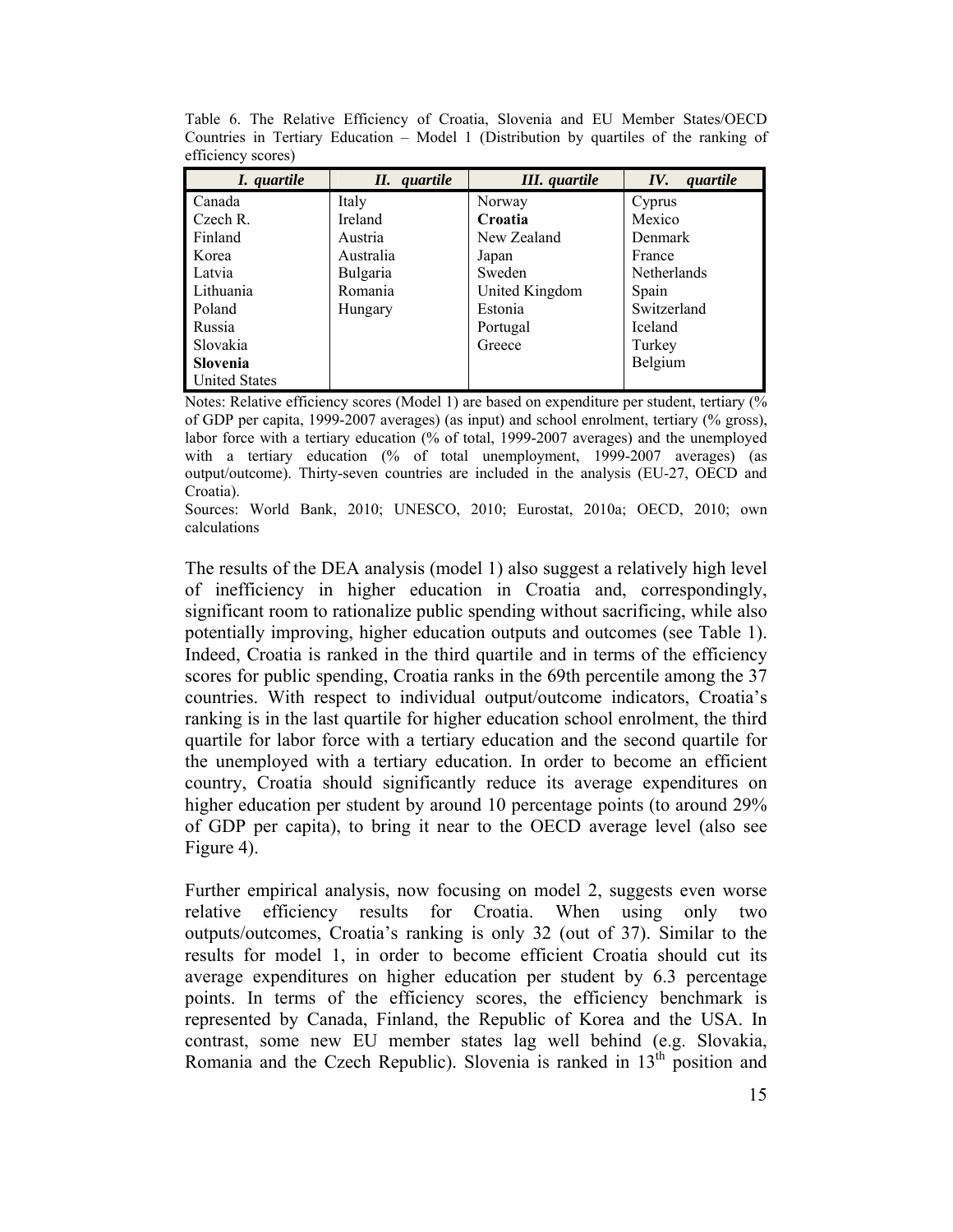Table 6. The Relative Efficiency of Croatia, Slovenia and EU Member States/OECD Countries in Tertiary Education – Model 1 (Distribution by quartiles of the ranking of efficiency scores)

| *I. quartile* | *II. quartile* | *III. quartile* | *IV. quartile* |
|---|---|---|---|
| Canada | Italy | Norway | Cyprus |
| Czech R. | Ireland | **Croatia** | Mexico |
| Finland | Austria | New Zealand | Denmark |
| Korea | Australia | Japan | France |
| Latvia | Bulgaria | Sweden | Netherlands |
| Lithuania | Romania | United Kingdom | Spain |
| Poland | Hungary | Estonia | Switzerland |
| Russia | | Portugal | Iceland |
| Slovakia | | Greece | Turkey |
| **Slovenia** | | | Belgium |
| United States | | | |

Notes: Relative efficiency scores (Model 1) are based on expenditure per student, tertiary (% of GDP per capita, 1999-2007 averages) (as input) and school enrolment, tertiary (% gross), labor force with a tertiary education (% of total, 1999-2007 averages) and the unemployed with a tertiary education (% of total unemployment, 1999-2007 averages) (as output/outcome). Thirty-seven countries are included in the analysis (EU-27, OECD and Croatia).

Sources: World Bank, 2010; UNESCO, 2010; Eurostat, 2010a; OECD, 2010; own calculations

The results of the DEA analysis (model 1) also suggest a relatively high level of inefficiency in higher education in Croatia and, correspondingly, significant room to rationalize public spending without sacrificing, while also potentially improving, higher education outputs and outcomes (see Table 1). Indeed, Croatia is ranked in the third quartile and in terms of the efficiency scores for public spending, Croatia ranks in the 69th percentile among the 37 countries. With respect to individual output/outcome indicators, Croatia's ranking is in the last quartile for higher education school enrolment, the third quartile for labor force with a tertiary education and the second quartile for the unemployed with a tertiary education. In order to become an efficient country, Croatia should significantly reduce its average expenditures on higher education per student by around 10 percentage points (to around 29% of GDP per capita), to bring it near to the OECD average level (also see Figure 4).

Further empirical analysis, now focusing on model 2, suggests even worse relative efficiency results for Croatia. When using only two outputs/outcomes, Croatia's ranking is only 32 (out of 37). Similar to the results for model 1, in order to become efficient Croatia should cut its average expenditures on higher education per student by 6.3 percentage points. In terms of the efficiency scores, the efficiency benchmark is represented by Canada, Finland, the Republic of Korea and the USA. In contrast, some new EU member states lag well behind (e.g. Slovakia, Romania and the Czech Republic). Slovenia is ranked in 13th position and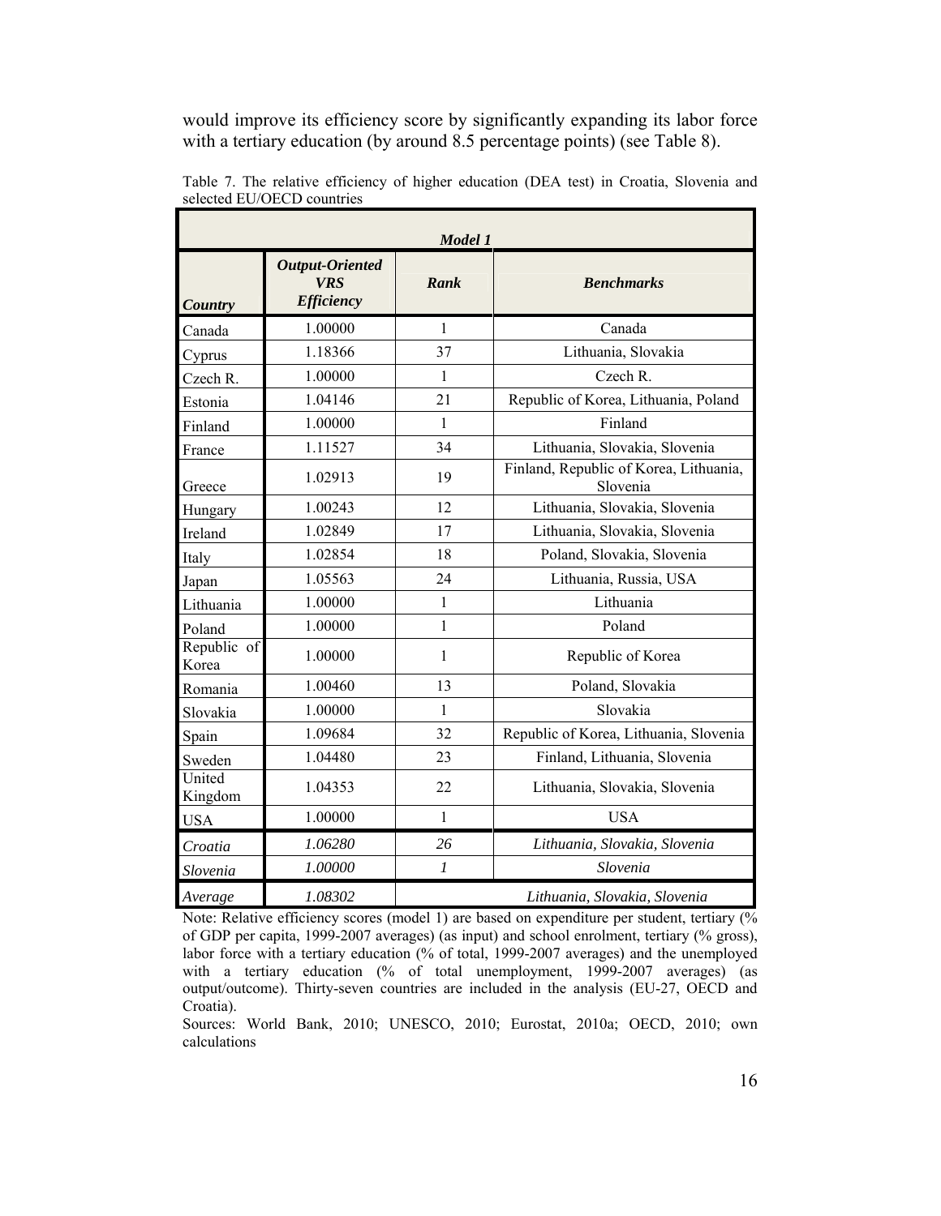would improve its efficiency score by significantly expanding its labor force with a tertiary education (by around 8.5 percentage points) (see Table 8).

Table 7. The relative efficiency of higher education (DEA test) in Croatia, Slovenia and selected EU/OECD countries

| *Model 1* | | | |
|---|---|---|---|
| ***Country*** | ***Output-Oriented VRS Efficiency*** | ***Rank*** | ***Benchmarks*** |
| Canada | 1.00000 | 1 | Canada |
| Cyprus | 1.18366 | 37 | Lithuania, Slovakia |
| Czech R. | 1.00000 | 1 | Czech R. |
| Estonia | 1.04146 | 21 | Republic of Korea, Lithuania, Poland |
| Finland | 1.00000 | 1 | Finland |
| France | 1.11527 | 34 | Lithuania, Slovakia, Slovenia |
| Greece | 1.02913 | 19 | Finland, Republic of Korea, Lithuania, Slovenia |
| Hungary | 1.00243 | 12 | Lithuania, Slovakia, Slovenia |
| Ireland | 1.02849 | 17 | Lithuania, Slovakia, Slovenia |
| Italy | 1.02854 | 18 | Poland, Slovakia, Slovenia |
| Japan | 1.05563 | 24 | Lithuania, Russia, USA |
| Lithuania | 1.00000 | 1 | Lithuania |
| Poland | 1.00000 | 1 | Poland |
| Republic of Korea | 1.00000 | 1 | Republic of Korea |
| Romania | 1.00460 | 13 | Poland, Slovakia |
| Slovakia | 1.00000 | 1 | Slovakia |
| Spain | 1.09684 | 32 | Republic of Korea, Lithuania, Slovenia |
| Sweden | 1.04480 | 23 | Finland, Lithuania, Slovenia |
| United Kingdom | 1.04353 | 22 | Lithuania, Slovakia, Slovenia |
| USA | 1.00000 | 1 | USA |
| *Croatia* | *1.06280* | *26* | *Lithuania, Slovakia, Slovenia* |
| *Slovenia* | *1.00000* | *1* | *Slovenia* |
| *Average* | *1.08302* | | *Lithuania, Slovakia, Slovenia* |

Note: Relative efficiency scores (model 1) are based on expenditure per student, tertiary (% of GDP per capita, 1999-2007 averages) (as input) and school enrolment, tertiary (% gross), labor force with a tertiary education (% of total, 1999-2007 averages) and the unemployed with a tertiary education (% of total unemployment, 1999-2007 averages) (as output/outcome). Thirty-seven countries are included in the analysis (EU-27, OECD and Croatia).

Sources: World Bank, 2010; UNESCO, 2010; Eurostat, 2010a; OECD, 2010; own calculations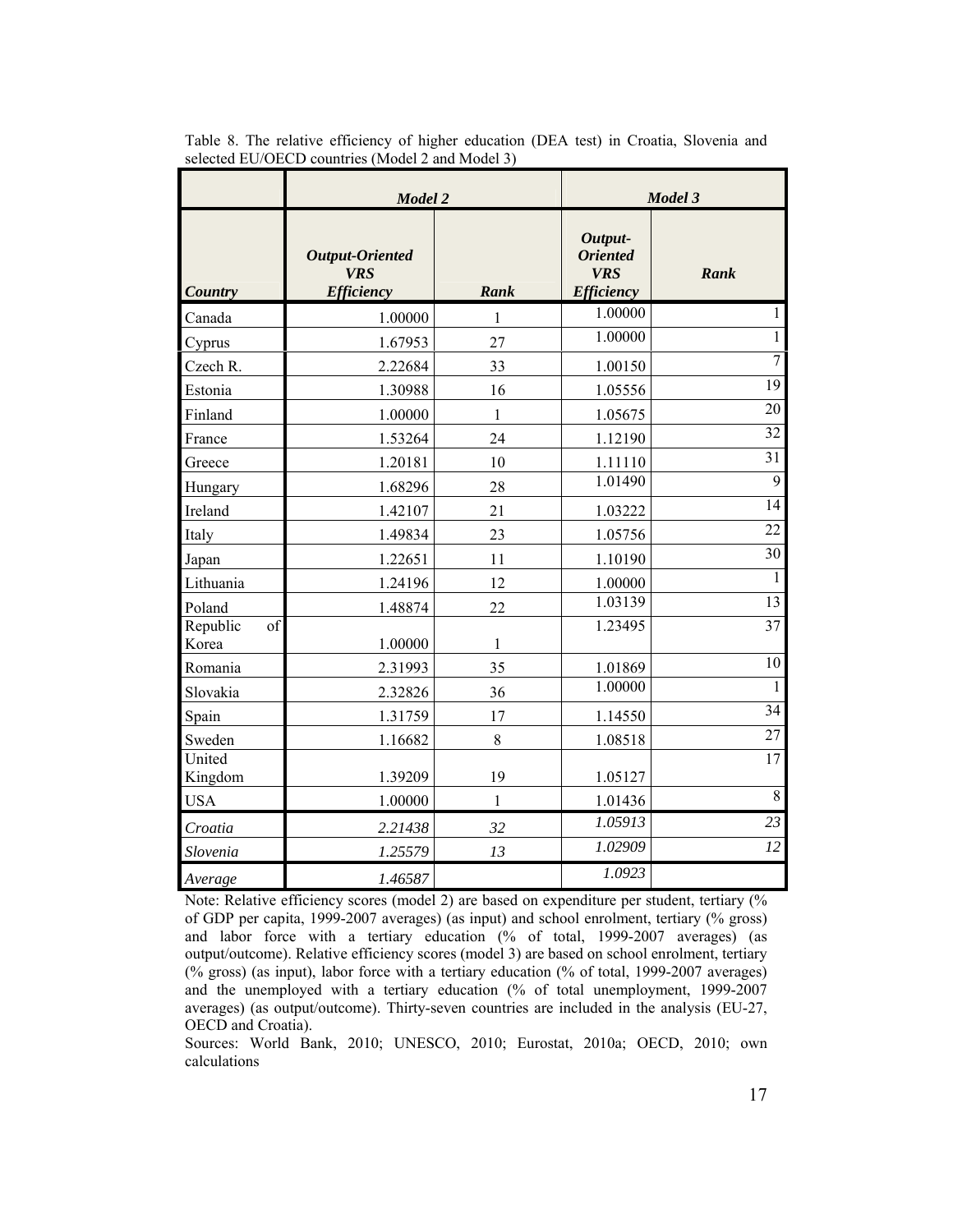Table 8. The relative efficiency of higher education (DEA test) in Croatia, Slovenia and selected EU/OECD countries (Model 2 and Model 3)

| | ***Model 2*** | | ***Model 3*** | |
|---|---|---|---|---|
| ***Country*** | ***Output-Oriented VRS Efficiency*** | ***Rank*** | ***Output-Oriented VRS Efficiency*** | ***Rank*** |
| Canada | 1.00000 | 1 | 1.00000 | 1 |
| Cyprus | 1.67953 | 27 | 1.00000 | 1 |
| Czech R. | 2.22684 | 33 | 1.00150 | 7 |
| Estonia | 1.30988 | 16 | 1.05556 | 19 |
| Finland | 1.00000 | 1 | 1.05675 | 20 |
| France | 1.53264 | 24 | 1.12190 | 32 |
| Greece | 1.20181 | 10 | 1.11110 | 31 |
| Hungary | 1.68296 | 28 | 1.01490 | 9 |
| Ireland | 1.42107 | 21 | 1.03222 | 14 |
| Italy | 1.49834 | 23 | 1.05756 | 22 |
| Japan | 1.22651 | 11 | 1.10190 | 30 |
| Lithuania | 1.24196 | 12 | 1.00000 | 1 |
| Poland | 1.48874 | 22 | 1.03139 | 13 |
| Republic of Korea | 1.00000 | 1 | 1.23495 | 37 |
| Romania | 2.31993 | 35 | 1.01869 | 10 |
| Slovakia | 2.32826 | 36 | 1.00000 | 1 |
| Spain | 1.31759 | 17 | 1.14550 | 34 |
| Sweden | 1.16682 | 8 | 1.08518 | 27 |
| United Kingdom | 1.39209 | 19 | 1.05127 | 17 |
| USA | 1.00000 | 1 | 1.01436 | 8 |
| *Croatia* | *2.21438* | *32* | *1.05913* | *23* |
| *Slovenia* | *1.25579* | *13* | *1.02909* | *12* |
| *Average* | *1.46587* | | *1.0923* | |

Note: Relative efficiency scores (model 2) are based on expenditure per student, tertiary (% of GDP per capita, 1999-2007 averages) (as input) and school enrolment, tertiary (% gross) and labor force with a tertiary education (% of total, 1999-2007 averages) (as output/outcome). Relative efficiency scores (model 3) are based on school enrolment, tertiary (% gross) (as input), labor force with a tertiary education (% of total, 1999-2007 averages) and the unemployed with a tertiary education (% of total unemployment, 1999-2007 averages) (as output/outcome). Thirty-seven countries are included in the analysis (EU-27, OECD and Croatia).

Sources: World Bank, 2010; UNESCO, 2010; Eurostat, 2010a; OECD, 2010; own calculations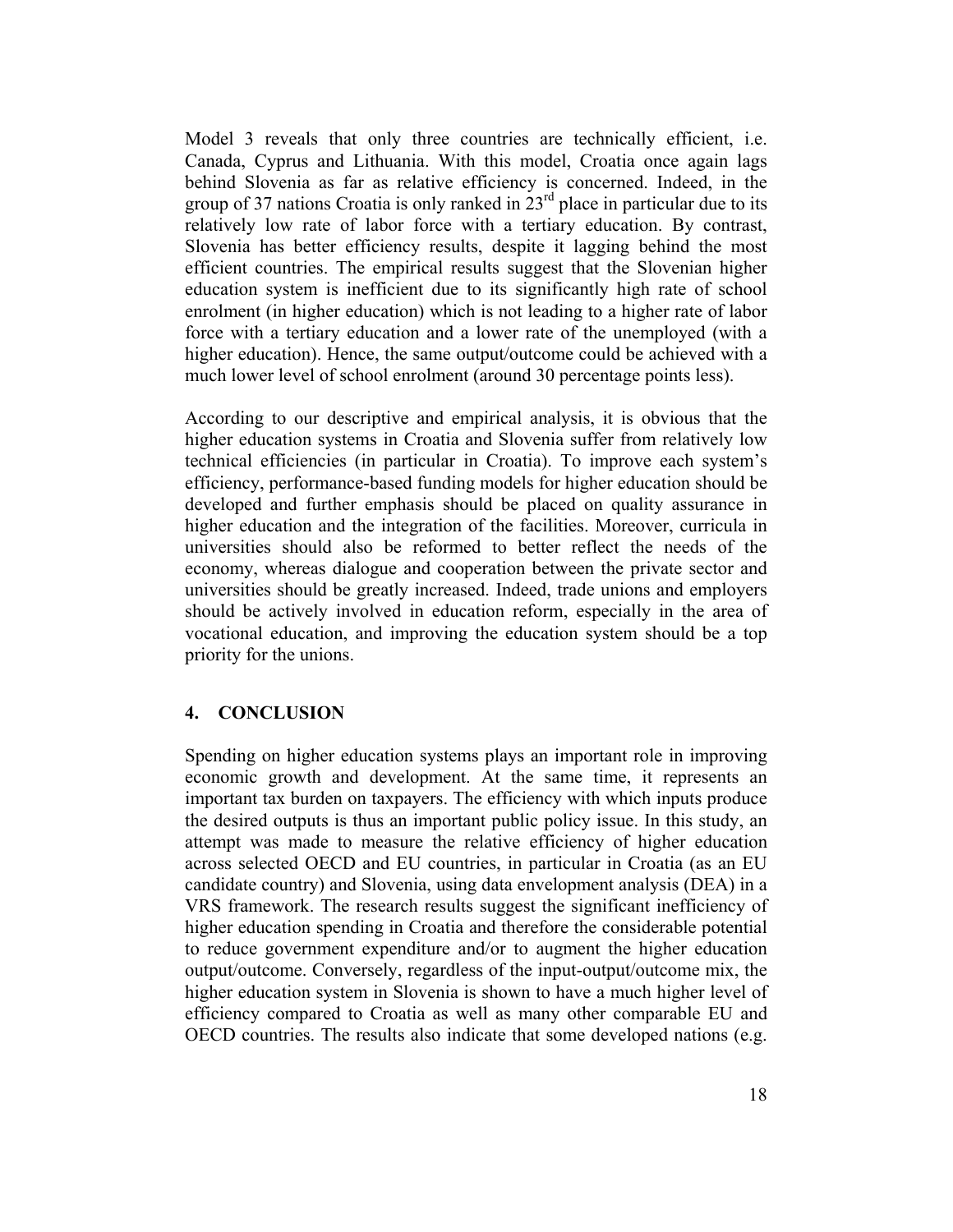Model 3 reveals that only three countries are technically efficient, i.e. Canada, Cyprus and Lithuania. With this model, Croatia once again lags behind Slovenia as far as relative efficiency is concerned. Indeed, in the group of 37 nations Croatia is only ranked in 23rd place in particular due to its relatively low rate of labor force with a tertiary education. By contrast, Slovenia has better efficiency results, despite it lagging behind the most efficient countries. The empirical results suggest that the Slovenian higher education system is inefficient due to its significantly high rate of school enrolment (in higher education) which is not leading to a higher rate of labor force with a tertiary education and a lower rate of the unemployed (with a higher education). Hence, the same output/outcome could be achieved with a much lower level of school enrolment (around 30 percentage points less).

According to our descriptive and empirical analysis, it is obvious that the higher education systems in Croatia and Slovenia suffer from relatively low technical efficiencies (in particular in Croatia). To improve each system's efficiency, performance-based funding models for higher education should be developed and further emphasis should be placed on quality assurance in higher education and the integration of the facilities. Moreover, curricula in universities should also be reformed to better reflect the needs of the economy, whereas dialogue and cooperation between the private sector and universities should be greatly increased. Indeed, trade unions and employers should be actively involved in education reform, especially in the area of vocational education, and improving the education system should be a top priority for the unions.

## 4. CONCLUSION

Spending on higher education systems plays an important role in improving economic growth and development. At the same time, it represents an important tax burden on taxpayers. The efficiency with which inputs produce the desired outputs is thus an important public policy issue. In this study, an attempt was made to measure the relative efficiency of higher education across selected OECD and EU countries, in particular in Croatia (as an EU candidate country) and Slovenia, using data envelopment analysis (DEA) in a VRS framework. The research results suggest the significant inefficiency of higher education spending in Croatia and therefore the considerable potential to reduce government expenditure and/or to augment the higher education output/outcome. Conversely, regardless of the input-output/outcome mix, the higher education system in Slovenia is shown to have a much higher level of efficiency compared to Croatia as well as many other comparable EU and OECD countries. The results also indicate that some developed nations (e.g.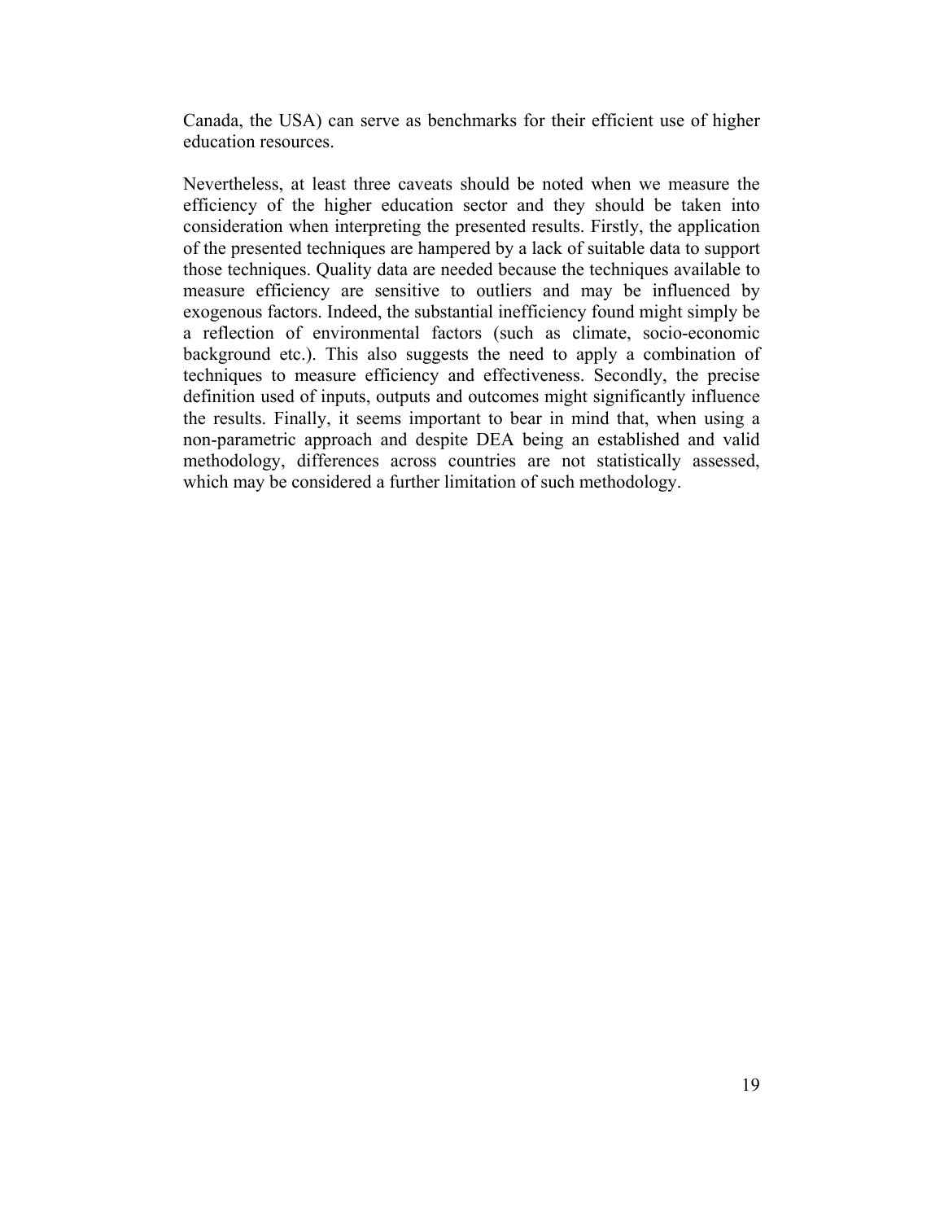Canada, the USA) can serve as benchmarks for their efficient use of higher education resources.

Nevertheless, at least three caveats should be noted when we measure the efficiency of the higher education sector and they should be taken into consideration when interpreting the presented results. Firstly, the application of the presented techniques are hampered by a lack of suitable data to support those techniques. Quality data are needed because the techniques available to measure efficiency are sensitive to outliers and may be influenced by exogenous factors. Indeed, the substantial inefficiency found might simply be a reflection of environmental factors (such as climate, socio-economic background etc.). This also suggests the need to apply a combination of techniques to measure efficiency and effectiveness. Secondly, the precise definition used of inputs, outputs and outcomes might significantly influence the results. Finally, it seems important to bear in mind that, when using a non-parametric approach and despite DEA being an established and valid methodology, differences across countries are not statistically assessed, which may be considered a further limitation of such methodology.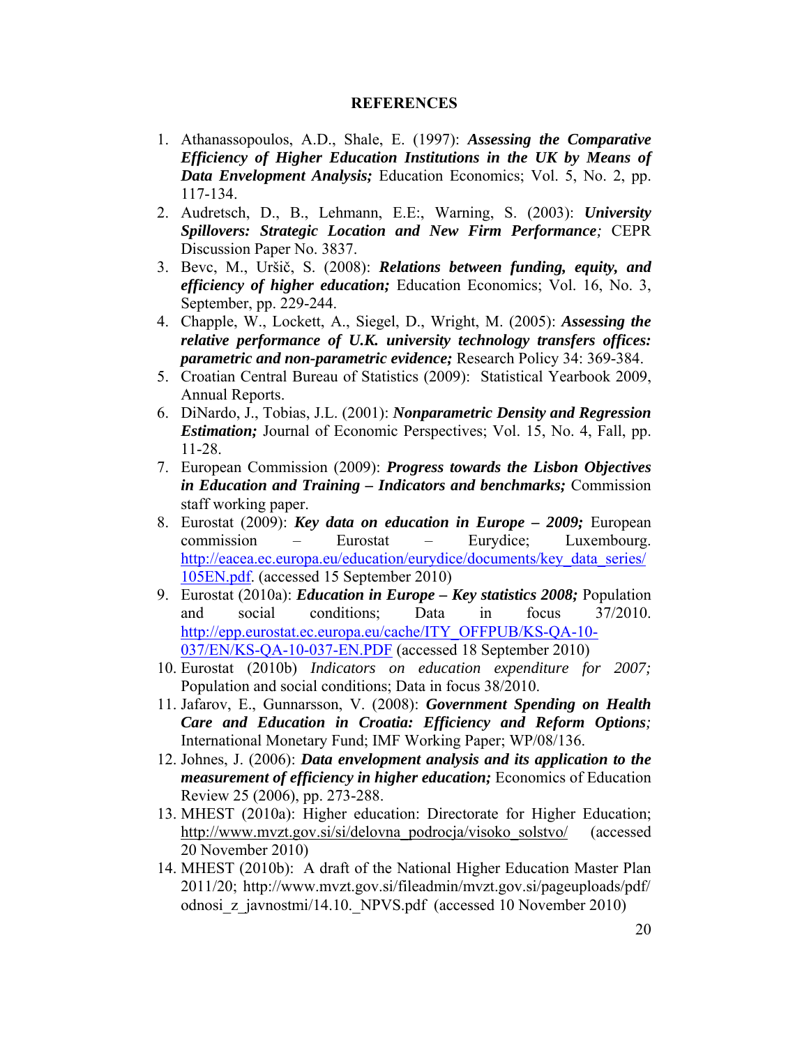**REFERENCES**

1. Athanassopoulos, A.D., Shale, E. (1997): ***Assessing the Comparative Efficiency of Higher Education Institutions in the UK by Means of Data Envelopment Analysis;*** Education Economics; Vol. 5, No. 2, pp. 117-134.
2. Audretsch, D., B., Lehmann, E.E:, Warning, S. (2003): ***University Spillovers: Strategic Location and New Firm Performance;*** CEPR Discussion Paper No. 3837.
3. Bevc, M., Uršič, S. (2008): ***Relations between funding, equity, and efficiency of higher education;*** Education Economics; Vol. 16, No. 3, September, pp. 229-244.
4. Chapple, W., Lockett, A., Siegel, D., Wright, M. (2005): ***Assessing the relative performance of U.K. university technology transfers offices: parametric and non-parametric evidence;*** Research Policy 34: 369-384.
5. Croatian Central Bureau of Statistics (2009): Statistical Yearbook 2009, Annual Reports.
6. DiNardo, J., Tobias, J.L. (2001): ***Nonparametric Density and Regression Estimation;*** Journal of Economic Perspectives; Vol. 15, No. 4, Fall, pp. 11-28.
7. European Commission (2009): ***Progress towards the Lisbon Objectives in Education and Training – Indicators and benchmarks;*** Commission staff working paper.
8. Eurostat (2009): ***Key data on education in Europe – 2009;*** European commission – Eurostat – Eurydice; Luxembourg. http://eacea.ec.europa.eu/education/eurydice/documents/key_data_series/105EN.pdf. (accessed 15 September 2010)
9. Eurostat (2010a): ***Education in Europe – Key statistics 2008;*** Population and social conditions; Data in focus 37/2010. http://epp.eurostat.ec.europa.eu/cache/ITY_OFFPUB/KS-QA-10-037/EN/KS-QA-10-037-EN.PDF (accessed 18 September 2010)
10. Eurostat (2010b) *Indicators on education expenditure for 2007;* Population and social conditions; Data in focus 38/2010.
11. Jafarov, E., Gunnarsson, V. (2008): ***Government Spending on Health Care and Education in Croatia: Efficiency and Reform Options;*** International Monetary Fund; IMF Working Paper; WP/08/136.
12. Johnes, J. (2006): ***Data envelopment analysis and its application to the measurement of efficiency in higher education;*** Economics of Education Review 25 (2006), pp. 273-288.
13. MHEST (2010a): Higher education: Directorate for Higher Education; http://www.mvzt.gov.si/si/delovna_podrocja/visoko_solstvo/ (accessed 20 November 2010)
14. MHEST (2010b): A draft of the National Higher Education Master Plan 2011/20; http://www.mvzt.gov.si/fileadmin/mvzt.gov.si/pageuploads/pdf/odnosi_z_javnostmi/14.10._NPVS.pdf (accessed 10 November 2010)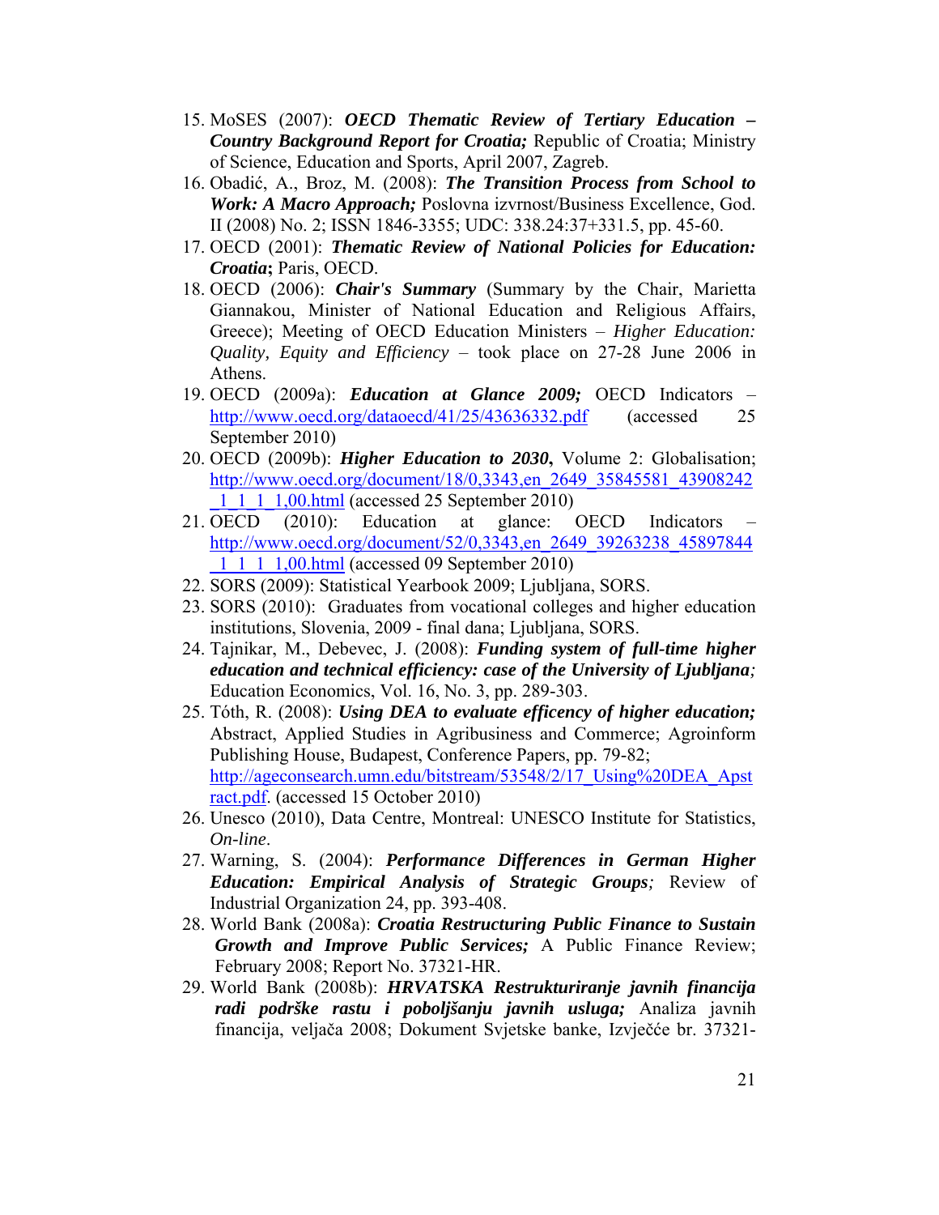15. MoSES (2007): ***OECD Thematic Review of Tertiary Education – Country Background Report for Croatia;*** Republic of Croatia; Ministry of Science, Education and Sports, April 2007, Zagreb.
16. Obadić, A., Broz, M. (2008): ***The Transition Process from School to Work: A Macro Approach;*** Poslovna izvrnost/Business Excellence, God. II (2008) No. 2; ISSN 1846-3355; UDC: 338.24:37+331.5, pp. 45-60.
17. OECD (2001): ***Thematic Review of National Policies for Education: Croatia*****;** Paris, OECD.
18. OECD (2006): ***Chair's Summary*** (Summary by the Chair, Marietta Giannakou, Minister of National Education and Religious Affairs, Greece); Meeting of OECD Education Ministers – *Higher Education: Quality, Equity and Efficiency* – took place on 27-28 June 2006 in Athens.
19. OECD (2009a): ***Education at Glance 2009;*** OECD Indicators – http://www.oecd.org/dataoecd/41/25/43636332.pdf (accessed 25 September 2010)
20. OECD (2009b): ***Higher Education to 2030*****,** Volume 2: Globalisation; http://www.oecd.org/document/18/0,3343,en_2649_35845581_43908242_1_1_1_1,00.html (accessed 25 September 2010)
21. OECD (2010): Education at glance: OECD Indicators – http://www.oecd.org/document/52/0,3343,en_2649_39263238_45897844_1_1_1_1,00.html (accessed 09 September 2010)
22. SORS (2009): Statistical Yearbook 2009; Ljubljana, SORS.
23. SORS (2010): Graduates from vocational colleges and higher education institutions, Slovenia, 2009 - final dana; Ljubljana, SORS.
24. Tajnikar, M., Debevec, J. (2008): ***Funding system of full-time higher education and technical efficiency: case of the University of Ljubljana****;* Education Economics, Vol. 16, No. 3, pp. 289-303.
25. Tóth, R. (2008): ***Using DEA to evaluate efficency of higher education;*** Abstract, Applied Studies in Agribusiness and Commerce; Agroinform Publishing House, Budapest, Conference Papers, pp. 79-82; http://ageconsearch.umn.edu/bitstream/53548/2/17_Using%20DEA_Apstract.pdf. (accessed 15 October 2010)
26. Unesco (2010), Data Centre, Montreal: UNESCO Institute for Statistics, *On-line*.
27. Warning, S. (2004): ***Performance Differences in German Higher Education: Empirical Analysis of Strategic Groups****;* Review of Industrial Organization 24, pp. 393-408.
28. World Bank (2008a): ***Croatia Restructuring Public Finance to Sustain Growth and Improve Public Services;*** A Public Finance Review; February 2008; Report No. 37321-HR.
29. World Bank (2008b): ***HRVATSKA Restrukturiranje javnih financija radi podrške rastu i poboljšanju javnih usluga;*** Analiza javnih financija, veljača 2008; Dokument Svjetske banke, Izvječće br. 37321-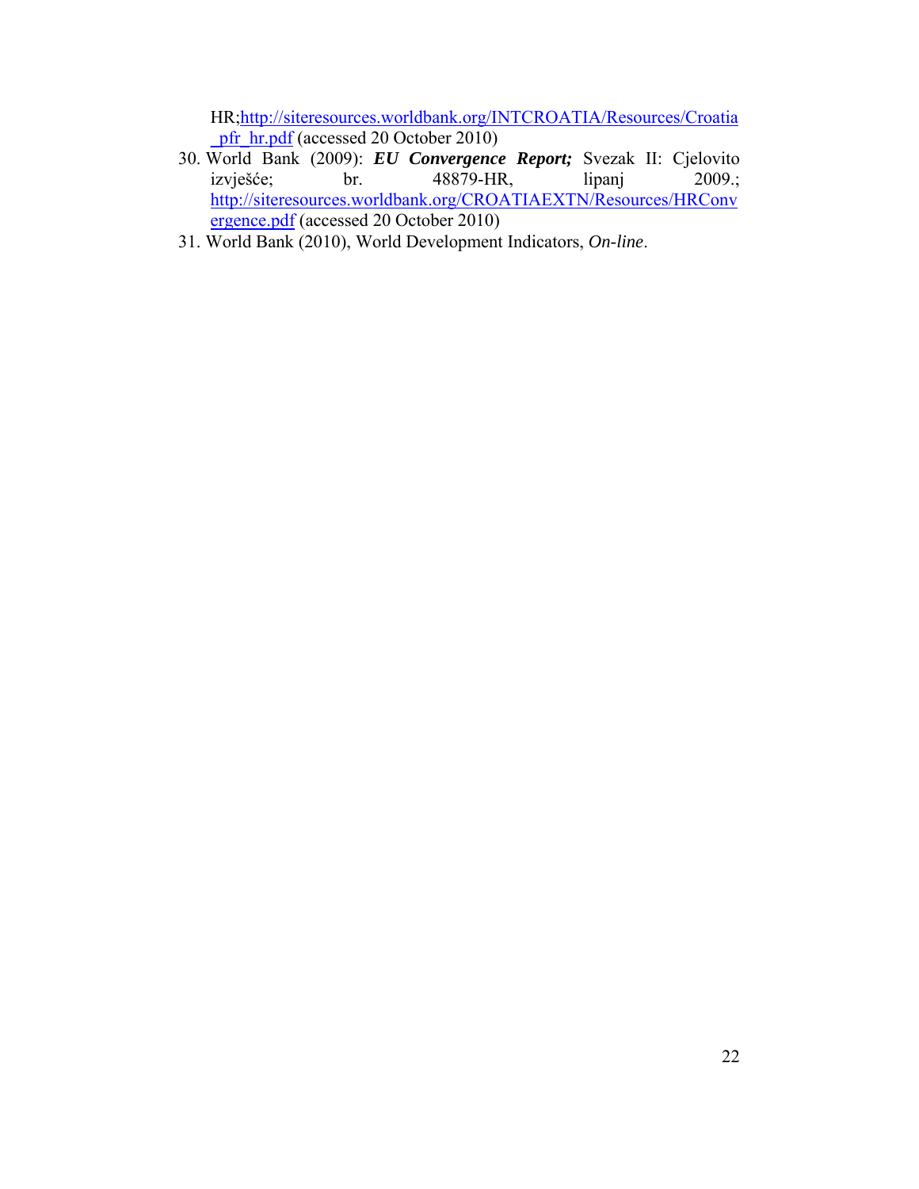HR;http://siteresources.worldbank.org/INTCROATIA/Resources/Croatia_pfr_hr.pdf (accessed 20 October 2010)

30. World Bank (2009): ***EU Convergence Report;*** Svezak II: Cjelovito izvješće; br. 48879-HR, lipanj 2009.; http://siteresources.worldbank.org/CROATIAEXTN/Resources/HRConvergence.pdf (accessed 20 October 2010)
31. World Bank (2010), World Development Indicators, *On-line*.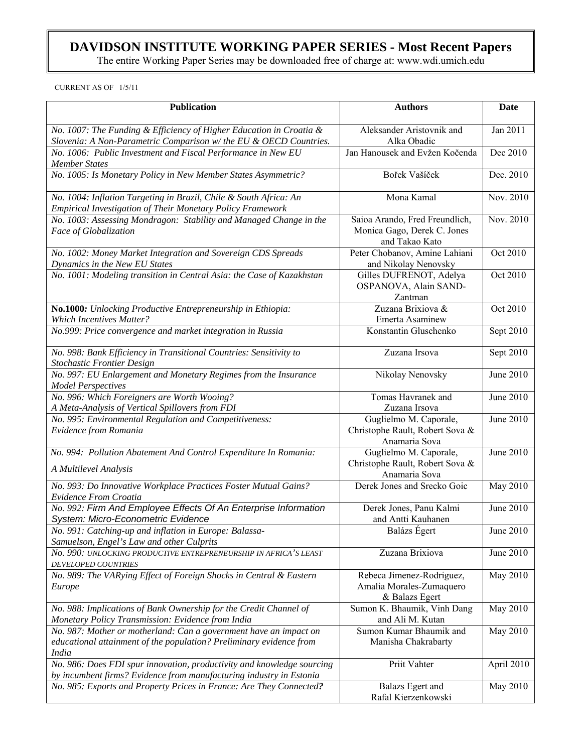# DAVIDSON INSTITUTE WORKING PAPER SERIES - Most Recent Papers

The entire Working Paper Series may be downloaded free of charge at: www.wdi.umich.edu

CURRENT AS OF 1/5/11

| Publication | Authors | Date |
|---|---|---|
| *No. 1007: The Funding & Efficiency of Higher Education in Croatia & Slovenia: A Non-Parametric Comparison w/ the EU & OECD Countries.* | Aleksander Aristovnik and Alka Obadic | Jan 2011 |
| *No. 1006: Public Investment and Fiscal Performance in New EU Member States* | Jan Hanousek and Evžen Kočenda | Dec 2010 |
| *No. 1005: Is Monetary Policy in New Member States Asymmetric?* | Bořek Vašíček | Dec. 2010 |
| *No. 1004: Inflation Targeting in Brazil, Chile & South Africa: An Empirical Investigation of Their Monetary Policy Framework* | Mona Kamal | Nov. 2010 |
| *No. 1003: Assessing Mondragon: Stability and Managed Change in the Face of Globalization* | Saioa Arando, Fred Freundlich, Monica Gago, Derek C. Jones and Takao Kato | Nov. 2010 |
| *No. 1002: Money Market Integration and Sovereign CDS Spreads Dynamics in the New EU States* | Peter Chobanov, Amine Lahiani and Nikolay Nenovsky | Oct 2010 |
| *No. 1001: Modeling transition in Central Asia: the Case of Kazakhstan* | Gilles DUFRENOT, Adelya OSPANOVA, Alain SAND-Zantman | Oct 2010 |
| **No.1000***: Unlocking Productive Entrepreneurship in Ethiopia: Which Incentives Matter?* | Zuzana Brixiova & Emerta Asaminew | Oct 2010 |
| *No.999: Price convergence and market integration in Russia* | Konstantin Gluschenko | Sept 2010 |
| *No. 998: Bank Efficiency in Transitional Countries: Sensitivity to Stochastic Frontier Design* | Zuzana Irsova | Sept 2010 |
| *No. 997: EU Enlargement and Monetary Regimes from the Insurance Model Perspectives* | Nikolay Nenovsky | June 2010 |
| *No. 996: Which Foreigners are Worth Wooing? A Meta-Analysis of Vertical Spillovers from FDI* | Tomas Havranek and Zuzana Irsova | June 2010 |
| *No. 995: Environmental Regulation and Competitiveness: Evidence from Romania* | Guglielmo M. Caporale, Christophe Rault, Robert Sova & Anamaria Sova | June 2010 |
| *No. 994: Pollution Abatement And Control Expenditure In Romania: A Multilevel Analysis* | Guglielmo M. Caporale, Christophe Rault, Robert Sova & Anamaria Sova | June 2010 |
| *No. 993: Do Innovative Workplace Practices Foster Mutual Gains? Evidence From Croatia* | Derek Jones and Srecko Goic | May 2010 |
| *No. 992: Firm And Employee Effects Of An Enterprise Information System: Micro-Econometric Evidence* | Derek Jones, Panu Kalmi and Antti Kauhanen | June 2010 |
| *No. 991: Catching-up and inflation in Europe: Balassa-Samuelson, Engel's Law and other Culprits* | Balázs Égert | June 2010 |
| *No. 990: UNLOCKING PRODUCTIVE ENTREPRENEURSHIP IN AFRICA'S LEAST DEVELOPED COUNTRIES* | Zuzana Brixiova | June 2010 |
| *No. 989: The VARying Effect of Foreign Shocks in Central & Eastern Europe* | Rebeca Jimenez-Rodriguez, Amalia Morales-Zumaquero & Balazs Egert | May 2010 |
| *No. 988: Implications of Bank Ownership for the Credit Channel of Monetary Policy Transmission: Evidence from India* | Sumon K. Bhaumik, Vinh Dang and Ali M. Kutan | May 2010 |
| *No. 987: Mother or motherland: Can a government have an impact on educational attainment of the population? Preliminary evidence from India* | Sumon Kumar Bhaumik and Manisha Chakrabarty | May 2010 |
| *No. 986: Does FDI spur innovation, productivity and knowledge sourcing by incumbent firms? Evidence from manufacturing industry in Estonia* | Priit Vahter | April 2010 |
| *No. 985: Exports and Property Prices in France: Are They Connected?* | Balazs Egert and Rafal Kierzenkowski | May 2010 |